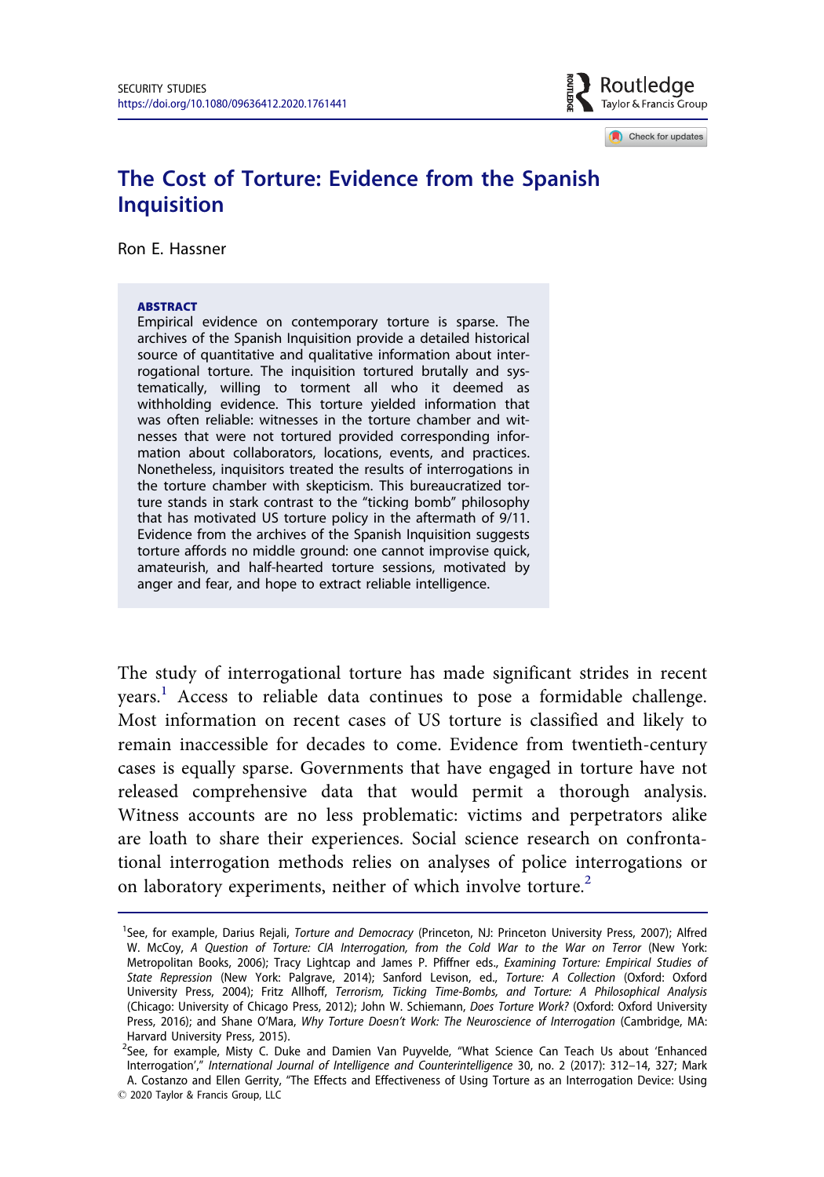# The Cost of Torture: Evidence from the Spanish Inquisition

Ron E. Hassner

**ABSTRACT**

Empirical evidence on contemporary torture is sparse. The archives of the Spanish Inquisition provide a detailed historical source of quantitative and qualitative information about interrogational torture. The inquisition tortured brutally and systematically, willing to torment all who it deemed as withholding evidence. This torture yielded information that was often reliable: witnesses in the torture chamber and witnesses that were not tortured provided corresponding information about collaborators, locations, events, and practices. Nonetheless, inquisitors treated the results of interrogations in the torture chamber with skepticism. This bureaucratized torture stands in stark contrast to the "ticking bomb" philosophy that has motivated US torture policy in the aftermath of 9/11. Evidence from the archives of the Spanish Inquisition suggests torture affords no middle ground: one cannot improvise quick, amateurish, and half-hearted torture sessions, motivated by anger and fear, and hope to extract reliable intelligence.

The study of interrogational torture has made significant strides in recent years.[1] Access to reliable data continues to pose a formidable challenge. Most information on recent cases of US torture is classified and likely to remain inaccessible for decades to come. Evidence from twentieth-century cases is equally sparse. Governments that have engaged in torture have not released comprehensive data that would permit a thorough analysis. Witness accounts are no less problematic: victims and perpetrators alike are loath to share their experiences. Social science research on confrontational interrogation methods relies on analyses of police interrogations or on laboratory experiments, neither of which involve torture.[2]

---

[1]See, for example, Darius Rejali, *Torture and Democracy* (Princeton, NJ: Princeton University Press, 2007); Alfred W. McCoy, *A Question of Torture: CIA Interrogation, from the Cold War to the War on Terror* (New York: Metropolitan Books, 2006); Tracy Lightcap and James P. Pfiffner eds., *Examining Torture: Empirical Studies of State Repression* (New York: Palgrave, 2014); Sanford Levison, ed., *Torture: A Collection* (Oxford: Oxford University Press, 2004); Fritz Allhoff, *Terrorism, Ticking Time-Bombs, and Torture: A Philosophical Analysis* (Chicago: University of Chicago Press, 2012); John W. Schiemann, *Does Torture Work?* (Oxford: Oxford University Press, 2016); and Shane O'Mara, *Why Torture Doesn't Work: The Neuroscience of Interrogation* (Cambridge, MA: Harvard University Press, 2015).

[2]See, for example, Misty C. Duke and Damien Van Puyvelde, "What Science Can Teach Us about 'Enhanced Interrogation'," *International Journal of Intelligence and Counterintelligence* 30, no. 2 (2017): 312–14, 327; Mark A. Costanzo and Ellen Gerrity, "The Effects and Effectiveness of Using Torture as an Interrogation Device: Using

© 2020 Taylor & Francis Group, LLC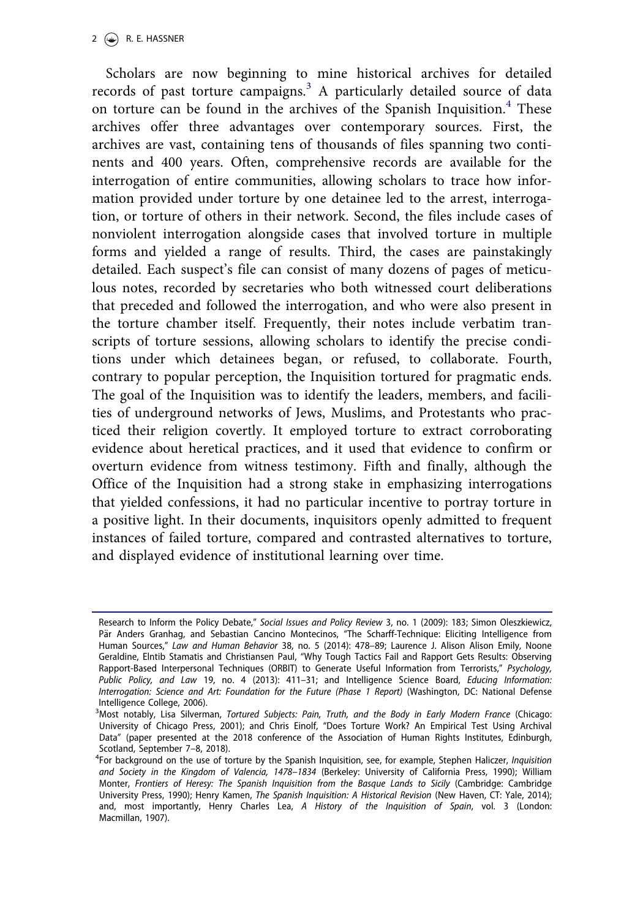Scholars are now beginning to mine historical archives for detailed records of past torture campaigns.[3] A particularly detailed source of data on torture can be found in the archives of the Spanish Inquisition.[4] These archives offer three advantages over contemporary sources. First, the archives are vast, containing tens of thousands of files spanning two continents and 400 years. Often, comprehensive records are available for the interrogation of entire communities, allowing scholars to trace how information provided under torture by one detainee led to the arrest, interrogation, or torture of others in their network. Second, the files include cases of nonviolent interrogation alongside cases that involved torture in multiple forms and yielded a range of results. Third, the cases are painstakingly detailed. Each suspect's file can consist of many dozens of pages of meticulous notes, recorded by secretaries who both witnessed court deliberations that preceded and followed the interrogation, and who were also present in the torture chamber itself. Frequently, their notes include verbatim transcripts of torture sessions, allowing scholars to identify the precise conditions under which detainees began, or refused, to collaborate. Fourth, contrary to popular perception, the Inquisition tortured for pragmatic ends. The goal of the Inquisition was to identify the leaders, members, and facilities of underground networks of Jews, Muslims, and Protestants who practiced their religion covertly. It employed torture to extract corroborating evidence about heretical practices, and it used that evidence to confirm or overturn evidence from witness testimony. Fifth and finally, although the Office of the Inquisition had a strong stake in emphasizing interrogations that yielded confessions, it had no particular incentive to portray torture in a positive light. In their documents, inquisitors openly admitted to frequent instances of failed torture, compared and contrasted alternatives to torture, and displayed evidence of institutional learning over time.

---

Research to Inform the Policy Debate," *Social Issues and Policy Review* 3, no. 1 (2009): 183; Simon Oleszkiewicz, Pär Anders Granhag, and Sebastian Cancino Montecinos, "The Scharff-Technique: Eliciting Intelligence from Human Sources," *Law and Human Behavior* 38, no. 5 (2014): 478–89; Laurence J. Alison Alison Emily, Noone Geraldine, Elntib Stamatis and Christiansen Paul, "Why Tough Tactics Fail and Rapport Gets Results: Observing Rapport-Based Interpersonal Techniques (ORBIT) to Generate Useful Information from Terrorists," *Psychology, Public Policy, and Law* 19, no. 4 (2013): 411–31; and Intelligence Science Board, *Educing Information: Interrogation: Science and Art: Foundation for the Future (Phase 1 Report)* (Washington, DC: National Defense Intelligence College, 2006).

[3]Most notably, Lisa Silverman, *Tortured Subjects: Pain, Truth, and the Body in Early Modern France* (Chicago: University of Chicago Press, 2001); and Chris Einolf, "Does Torture Work? An Empirical Test Using Archival Data" (paper presented at the 2018 conference of the Association of Human Rights Institutes, Edinburgh, Scotland, September 7–8, 2018).

[4]For background on the use of torture by the Spanish Inquisition, see, for example, Stephen Haliczer, *Inquisition and Society in the Kingdom of Valencia, 1478–1834* (Berkeley: University of California Press, 1990); William Monter, *Frontiers of Heresy: The Spanish Inquisition from the Basque Lands to Sicily* (Cambridge: Cambridge University Press, 1990); Henry Kamen, *The Spanish Inquisition: A Historical Revision* (New Haven, CT: Yale, 2014); and, most importantly, Henry Charles Lea, *A History of the Inquisition of Spain*, vol. 3 (London: Macmillan, 1907).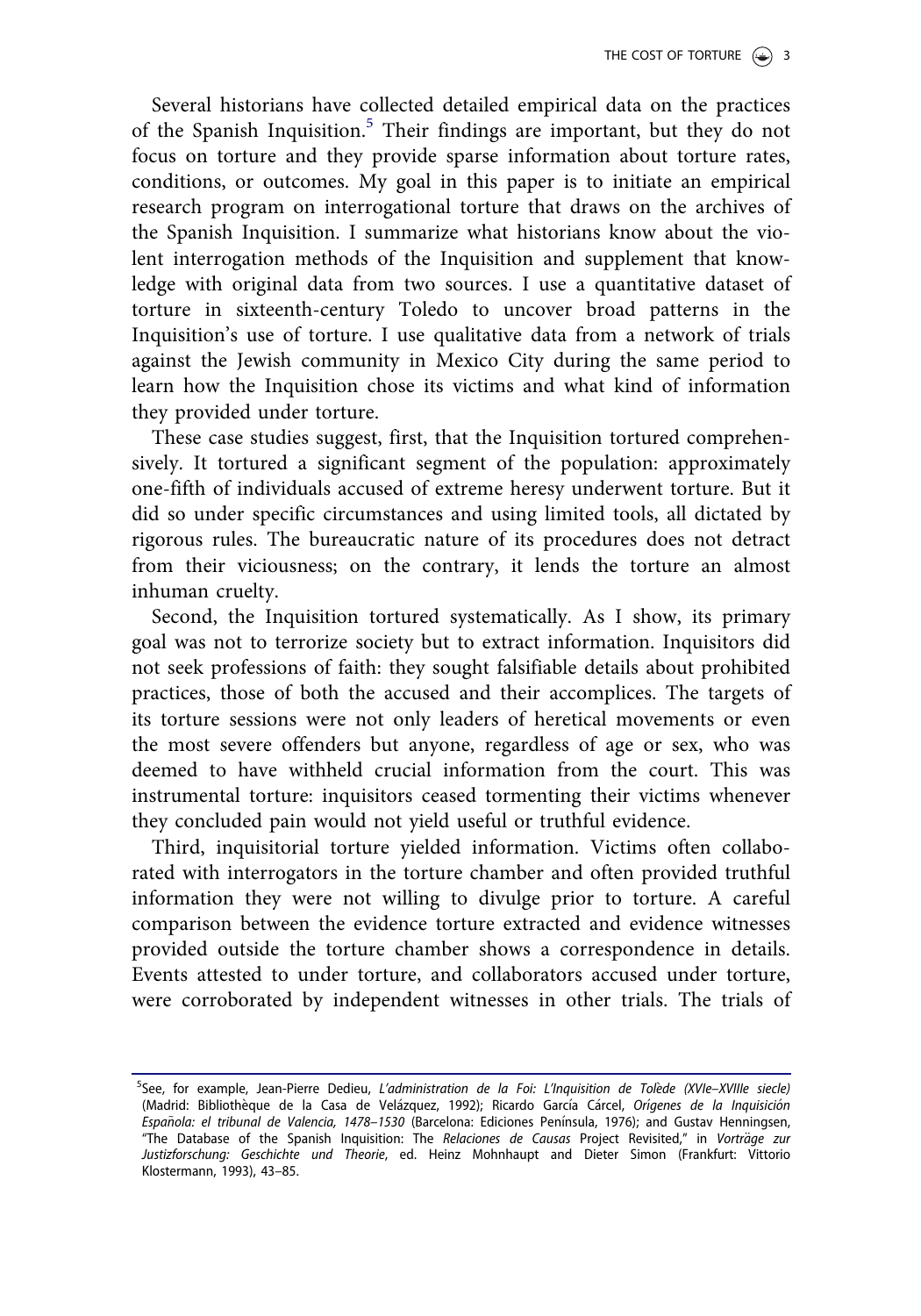Several historians have collected detailed empirical data on the practices of the Spanish Inquisition.[5] Their findings are important, but they do not focus on torture and they provide sparse information about torture rates, conditions, or outcomes. My goal in this paper is to initiate an empirical research program on interrogational torture that draws on the archives of the Spanish Inquisition. I summarize what historians know about the violent interrogation methods of the Inquisition and supplement that knowledge with original data from two sources. I use a quantitative dataset of torture in sixteenth-century Toledo to uncover broad patterns in the Inquisition's use of torture. I use qualitative data from a network of trials against the Jewish community in Mexico City during the same period to learn how the Inquisition chose its victims and what kind of information they provided under torture.

These case studies suggest, first, that the Inquisition tortured comprehensively. It tortured a significant segment of the population: approximately one-fifth of individuals accused of extreme heresy underwent torture. But it did so under specific circumstances and using limited tools, all dictated by rigorous rules. The bureaucratic nature of its procedures does not detract from their viciousness; on the contrary, it lends the torture an almost inhuman cruelty.

Second, the Inquisition tortured systematically. As I show, its primary goal was not to terrorize society but to extract information. Inquisitors did not seek professions of faith: they sought falsifiable details about prohibited practices, those of both the accused and their accomplices. The targets of its torture sessions were not only leaders of heretical movements or even the most severe offenders but anyone, regardless of age or sex, who was deemed to have withheld crucial information from the court. This was instrumental torture: inquisitors ceased tormenting their victims whenever they concluded pain would not yield useful or truthful evidence.

Third, inquisitorial torture yielded information. Victims often collaborated with interrogators in the torture chamber and often provided truthful information they were not willing to divulge prior to torture. A careful comparison between the evidence torture extracted and evidence witnesses provided outside the torture chamber shows a correspondence in details. Events attested to under torture, and collaborators accused under torture, were corroborated by independent witnesses in other trials. The trials of

---

[5] See, for example, Jean-Pierre Dedieu, *L'administration de la Foi: L'Inquisition de Tolède (XVIe–XVIIIe siecle)* (Madrid: Bibliothèque de la Casa de Velázquez, 1992); Ricardo García Cárcel, *Orígenes de la Inquisición Española: el tribunal de Valencia, 1478–1530* (Barcelona: Ediciones Península, 1976); and Gustav Henningsen, "The Database of the Spanish Inquisition: The *Relaciones de Causas* Project Revisited," in *Vorträge zur Justizforschung: Geschichte und Theorie*, ed. Heinz Mohnhaupt and Dieter Simon (Frankfurt: Vittorio Klostermann, 1993), 43–85.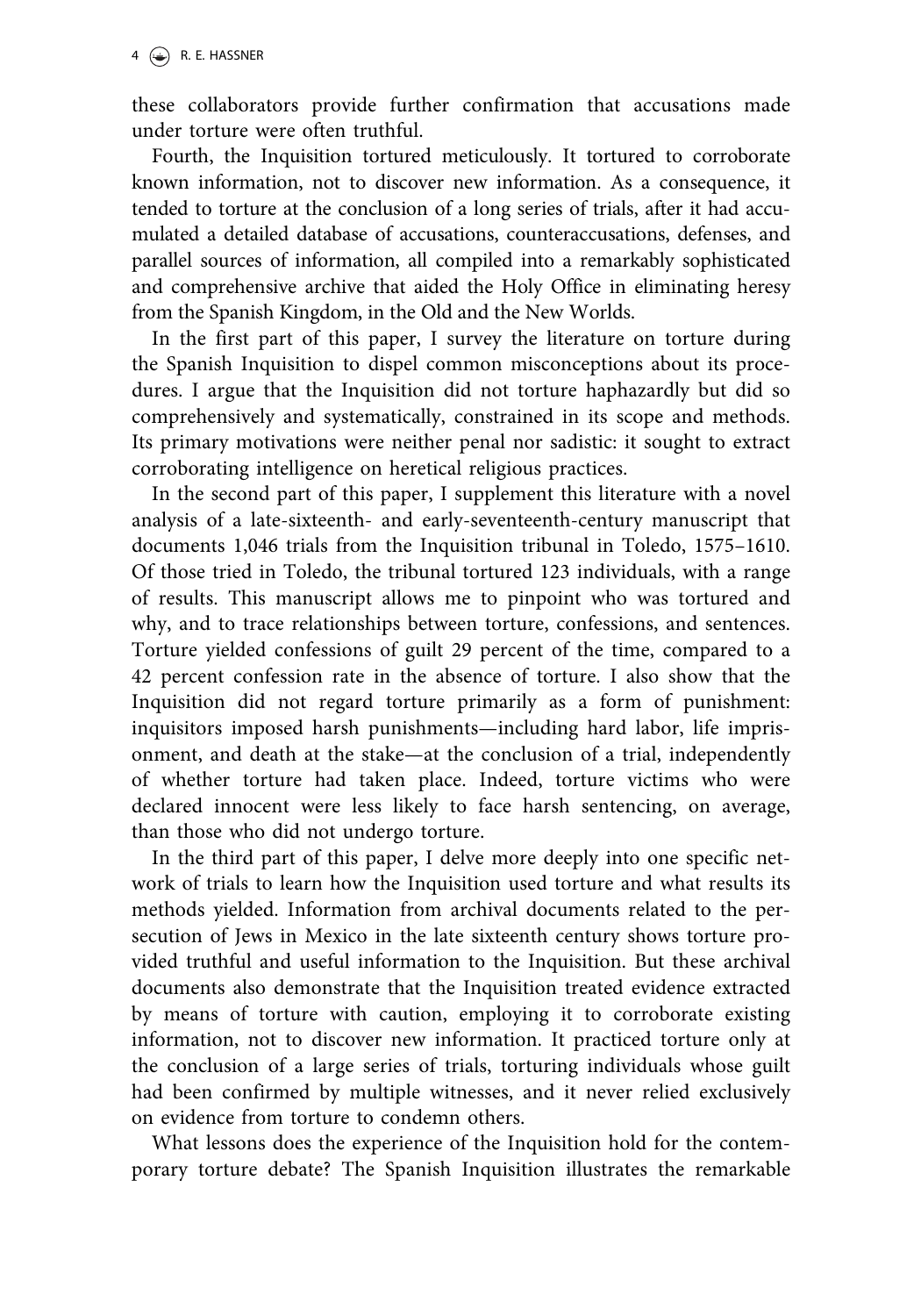these collaborators provide further confirmation that accusations made under torture were often truthful.

Fourth, the Inquisition tortured meticulously. It tortured to corroborate known information, not to discover new information. As a consequence, it tended to torture at the conclusion of a long series of trials, after it had accumulated a detailed database of accusations, counteraccusations, defenses, and parallel sources of information, all compiled into a remarkably sophisticated and comprehensive archive that aided the Holy Office in eliminating heresy from the Spanish Kingdom, in the Old and the New Worlds.

In the first part of this paper, I survey the literature on torture during the Spanish Inquisition to dispel common misconceptions about its procedures. I argue that the Inquisition did not torture haphazardly but did so comprehensively and systematically, constrained in its scope and methods. Its primary motivations were neither penal nor sadistic: it sought to extract corroborating intelligence on heretical religious practices.

In the second part of this paper, I supplement this literature with a novel analysis of a late-sixteenth- and early-seventeenth-century manuscript that documents 1,046 trials from the Inquisition tribunal in Toledo, 1575–1610. Of those tried in Toledo, the tribunal tortured 123 individuals, with a range of results. This manuscript allows me to pinpoint who was tortured and why, and to trace relationships between torture, confessions, and sentences. Torture yielded confessions of guilt 29 percent of the time, compared to a 42 percent confession rate in the absence of torture. I also show that the Inquisition did not regard torture primarily as a form of punishment: inquisitors imposed harsh punishments—including hard labor, life imprisonment, and death at the stake—at the conclusion of a trial, independently of whether torture had taken place. Indeed, torture victims who were declared innocent were less likely to face harsh sentencing, on average, than those who did not undergo torture.

In the third part of this paper, I delve more deeply into one specific network of trials to learn how the Inquisition used torture and what results its methods yielded. Information from archival documents related to the persecution of Jews in Mexico in the late sixteenth century shows torture provided truthful and useful information to the Inquisition. But these archival documents also demonstrate that the Inquisition treated evidence extracted by means of torture with caution, employing it to corroborate existing information, not to discover new information. It practiced torture only at the conclusion of a large series of trials, torturing individuals whose guilt had been confirmed by multiple witnesses, and it never relied exclusively on evidence from torture to condemn others.

What lessons does the experience of the Inquisition hold for the contemporary torture debate? The Spanish Inquisition illustrates the remarkable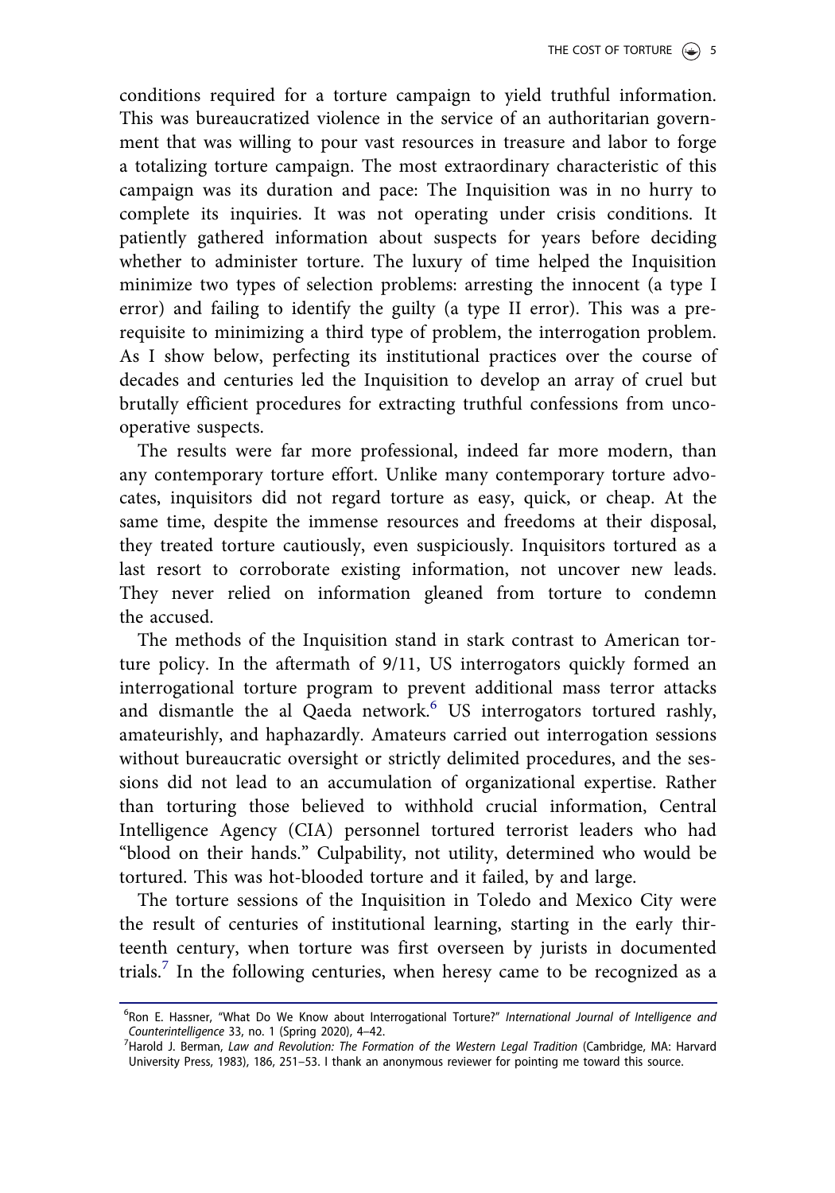conditions required for a torture campaign to yield truthful information. This was bureaucratized violence in the service of an authoritarian government that was willing to pour vast resources in treasure and labor to forge a totalizing torture campaign. The most extraordinary characteristic of this campaign was its duration and pace: The Inquisition was in no hurry to complete its inquiries. It was not operating under crisis conditions. It patiently gathered information about suspects for years before deciding whether to administer torture. The luxury of time helped the Inquisition minimize two types of selection problems: arresting the innocent (a type I error) and failing to identify the guilty (a type II error). This was a prerequisite to minimizing a third type of problem, the interrogation problem. As I show below, perfecting its institutional practices over the course of decades and centuries led the Inquisition to develop an array of cruel but brutally efficient procedures for extracting truthful confessions from uncooperative suspects.

The results were far more professional, indeed far more modern, than any contemporary torture effort. Unlike many contemporary torture advocates, inquisitors did not regard torture as easy, quick, or cheap. At the same time, despite the immense resources and freedoms at their disposal, they treated torture cautiously, even suspiciously. Inquisitors tortured as a last resort to corroborate existing information, not uncover new leads. They never relied on information gleaned from torture to condemn the accused.

The methods of the Inquisition stand in stark contrast to American torture policy. In the aftermath of 9/11, US interrogators quickly formed an interrogational torture program to prevent additional mass terror attacks and dismantle the al Qaeda network.[6] US interrogators tortured rashly, amateurishly, and haphazardly. Amateurs carried out interrogation sessions without bureaucratic oversight or strictly delimited procedures, and the sessions did not lead to an accumulation of organizational expertise. Rather than torturing those believed to withhold crucial information, Central Intelligence Agency (CIA) personnel tortured terrorist leaders who had "blood on their hands." Culpability, not utility, determined who would be tortured. This was hot-blooded torture and it failed, by and large.

The torture sessions of the Inquisition in Toledo and Mexico City were the result of centuries of institutional learning, starting in the early thirteenth century, when torture was first overseen by jurists in documented trials.[7] In the following centuries, when heresy came to be recognized as a

---

[6] Ron E. Hassner, "What Do We Know about Interrogational Torture?" *International Journal of Intelligence and Counterintelligence* 33, no. 1 (Spring 2020), 4–42.

[7] Harold J. Berman, *Law and Revolution: The Formation of the Western Legal Tradition* (Cambridge, MA: Harvard University Press, 1983), 186, 251–53. I thank an anonymous reviewer for pointing me toward this source.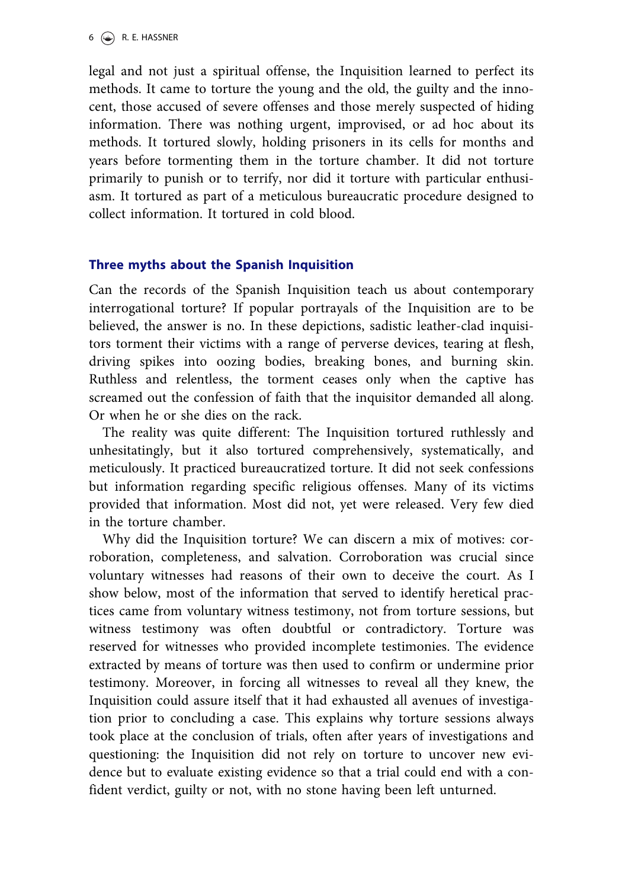legal and not just a spiritual offense, the Inquisition learned to perfect its methods. It came to torture the young and the old, the guilty and the innocent, those accused of severe offenses and those merely suspected of hiding information. There was nothing urgent, improvised, or ad hoc about its methods. It tortured slowly, holding prisoners in its cells for months and years before tormenting them in the torture chamber. It did not torture primarily to punish or to terrify, nor did it torture with particular enthusiasm. It tortured as part of a meticulous bureaucratic procedure designed to collect information. It tortured in cold blood.

## Three myths about the Spanish Inquisition

Can the records of the Spanish Inquisition teach us about contemporary interrogational torture? If popular portrayals of the Inquisition are to be believed, the answer is no. In these depictions, sadistic leather-clad inquisitors torment their victims with a range of perverse devices, tearing at flesh, driving spikes into oozing bodies, breaking bones, and burning skin. Ruthless and relentless, the torment ceases only when the captive has screamed out the confession of faith that the inquisitor demanded all along. Or when he or she dies on the rack.

The reality was quite different: The Inquisition tortured ruthlessly and unhesitatingly, but it also tortured comprehensively, systematically, and meticulously. It practiced bureaucratized torture. It did not seek confessions but information regarding specific religious offenses. Many of its victims provided that information. Most did not, yet were released. Very few died in the torture chamber.

Why did the Inquisition torture? We can discern a mix of motives: corroboration, completeness, and salvation. Corroboration was crucial since voluntary witnesses had reasons of their own to deceive the court. As I show below, most of the information that served to identify heretical practices came from voluntary witness testimony, not from torture sessions, but witness testimony was often doubtful or contradictory. Torture was reserved for witnesses who provided incomplete testimonies. The evidence extracted by means of torture was then used to confirm or undermine prior testimony. Moreover, in forcing all witnesses to reveal all they knew, the Inquisition could assure itself that it had exhausted all avenues of investigation prior to concluding a case. This explains why torture sessions always took place at the conclusion of trials, often after years of investigations and questioning: the Inquisition did not rely on torture to uncover new evidence but to evaluate existing evidence so that a trial could end with a confident verdict, guilty or not, with no stone having been left unturned.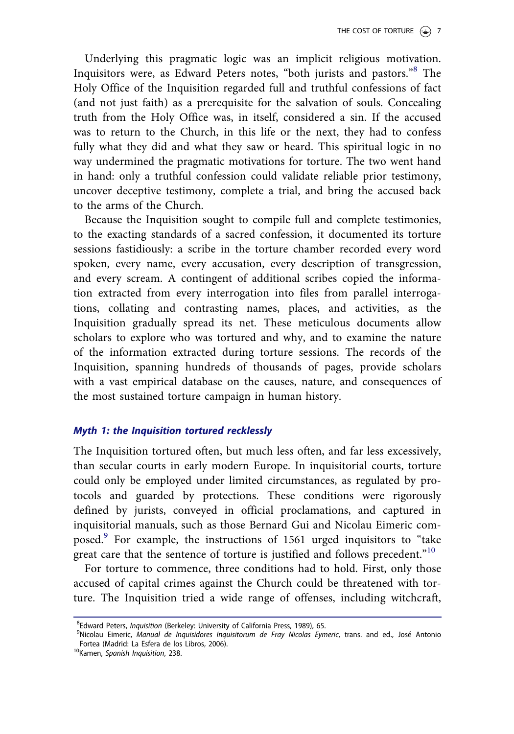Underlying this pragmatic logic was an implicit religious motivation. Inquisitors were, as Edward Peters notes, "both jurists and pastors."[8] The Holy Office of the Inquisition regarded full and truthful confessions of fact (and not just faith) as a prerequisite for the salvation of souls. Concealing truth from the Holy Office was, in itself, considered a sin. If the accused was to return to the Church, in this life or the next, they had to confess fully what they did and what they saw or heard. This spiritual logic in no way undermined the pragmatic motivations for torture. The two went hand in hand: only a truthful confession could validate reliable prior testimony, uncover deceptive testimony, complete a trial, and bring the accused back to the arms of the Church.

Because the Inquisition sought to compile full and complete testimonies, to the exacting standards of a sacred confession, it documented its torture sessions fastidiously: a scribe in the torture chamber recorded every word spoken, every name, every accusation, every description of transgression, and every scream. A contingent of additional scribes copied the information extracted from every interrogation into files from parallel interrogations, collating and contrasting names, places, and activities, as the Inquisition gradually spread its net. These meticulous documents allow scholars to explore who was tortured and why, and to examine the nature of the information extracted during torture sessions. The records of the Inquisition, spanning hundreds of thousands of pages, provide scholars with a vast empirical database on the causes, nature, and consequences of the most sustained torture campaign in human history.

### *Myth 1: the Inquisition tortured recklessly*

The Inquisition tortured often, but much less often, and far less excessively, than secular courts in early modern Europe. In inquisitorial courts, torture could only be employed under limited circumstances, as regulated by protocols and guarded by protections. These conditions were rigorously defined by jurists, conveyed in official proclamations, and captured in inquisitorial manuals, such as those Bernard Gui and Nicolau Eimeric composed.[9] For example, the instructions of 1561 urged inquisitors to "take great care that the sentence of torture is justified and follows precedent."[10]

For torture to commence, three conditions had to hold. First, only those accused of capital crimes against the Church could be threatened with torture. The Inquisition tried a wide range of offenses, including witchcraft,

---

[8] Edward Peters, *Inquisition* (Berkeley: University of California Press, 1989), 65.

[9] Nicolau Eimeric, *Manual de Inquisidores Inquisitorum de Fray Nicolas Eymeric*, trans. and ed., José Antonio Fortea (Madrid: La Esfera de los Libros, 2006).

[10] Kamen, *Spanish Inquisition*, 238.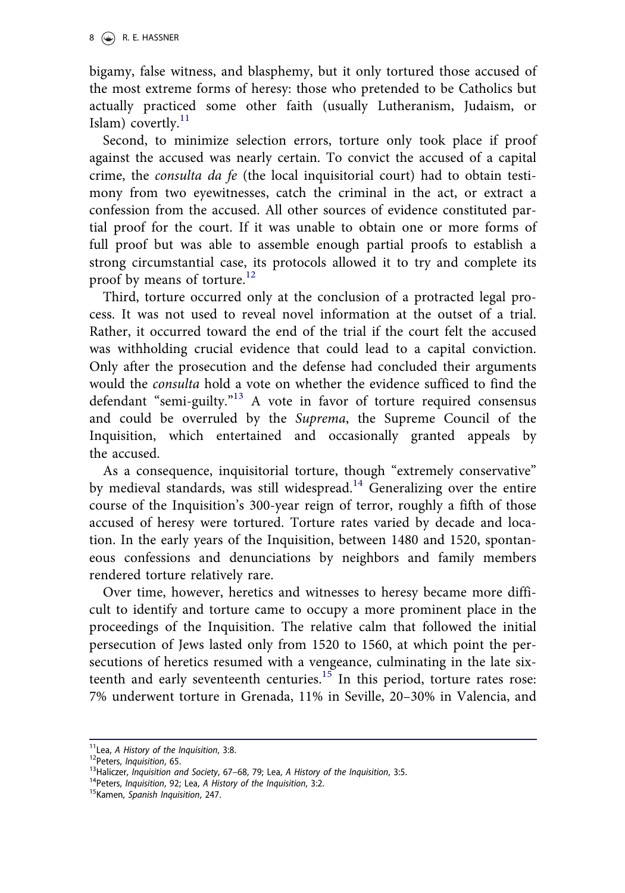bigamy, false witness, and blasphemy, but it only tortured those accused of the most extreme forms of heresy: those who pretended to be Catholics but actually practiced some other faith (usually Lutheranism, Judaism, or Islam) covertly.[11]

Second, to minimize selection errors, torture only took place if proof against the accused was nearly certain. To convict the accused of a capital crime, the *consulta da fe* (the local inquisitorial court) had to obtain testimony from two eyewitnesses, catch the criminal in the act, or extract a confession from the accused. All other sources of evidence constituted partial proof for the court. If it was unable to obtain one or more forms of full proof but was able to assemble enough partial proofs to establish a strong circumstantial case, its protocols allowed it to try and complete its proof by means of torture.[12]

Third, torture occurred only at the conclusion of a protracted legal process. It was not used to reveal novel information at the outset of a trial. Rather, it occurred toward the end of the trial if the court felt the accused was withholding crucial evidence that could lead to a capital conviction. Only after the prosecution and the defense had concluded their arguments would the *consulta* hold a vote on whether the evidence sufficed to find the defendant "semi-guilty."[13] A vote in favor of torture required consensus and could be overruled by the *Suprema*, the Supreme Council of the Inquisition, which entertained and occasionally granted appeals by the accused.

As a consequence, inquisitorial torture, though "extremely conservative" by medieval standards, was still widespread.[14] Generalizing over the entire course of the Inquisition's 300-year reign of terror, roughly a fifth of those accused of heresy were tortured. Torture rates varied by decade and location. In the early years of the Inquisition, between 1480 and 1520, spontaneous confessions and denunciations by neighbors and family members rendered torture relatively rare.

Over time, however, heretics and witnesses to heresy became more difficult to identify and torture came to occupy a more prominent place in the proceedings of the Inquisition. The relative calm that followed the initial persecution of Jews lasted only from 1520 to 1560, at which point the persecutions of heretics resumed with a vengeance, culminating in the late sixteenth and early seventeenth centuries.[15] In this period, torture rates rose: 7% underwent torture in Grenada, 11% in Seville, 20–30% in Valencia, and

---

[11] Lea, *A History of the Inquisition*, 3:8.
[12] Peters, *Inquisition*, 65.
[13] Haliczer, *Inquisition and Society*, 67–68, 79; Lea, *A History of the Inquisition*, 3:5.
[14] Peters, *Inquisition*, 92; Lea, *A History of the Inquisition*, 3:2.
[15] Kamen, *Spanish Inquisition*, 247.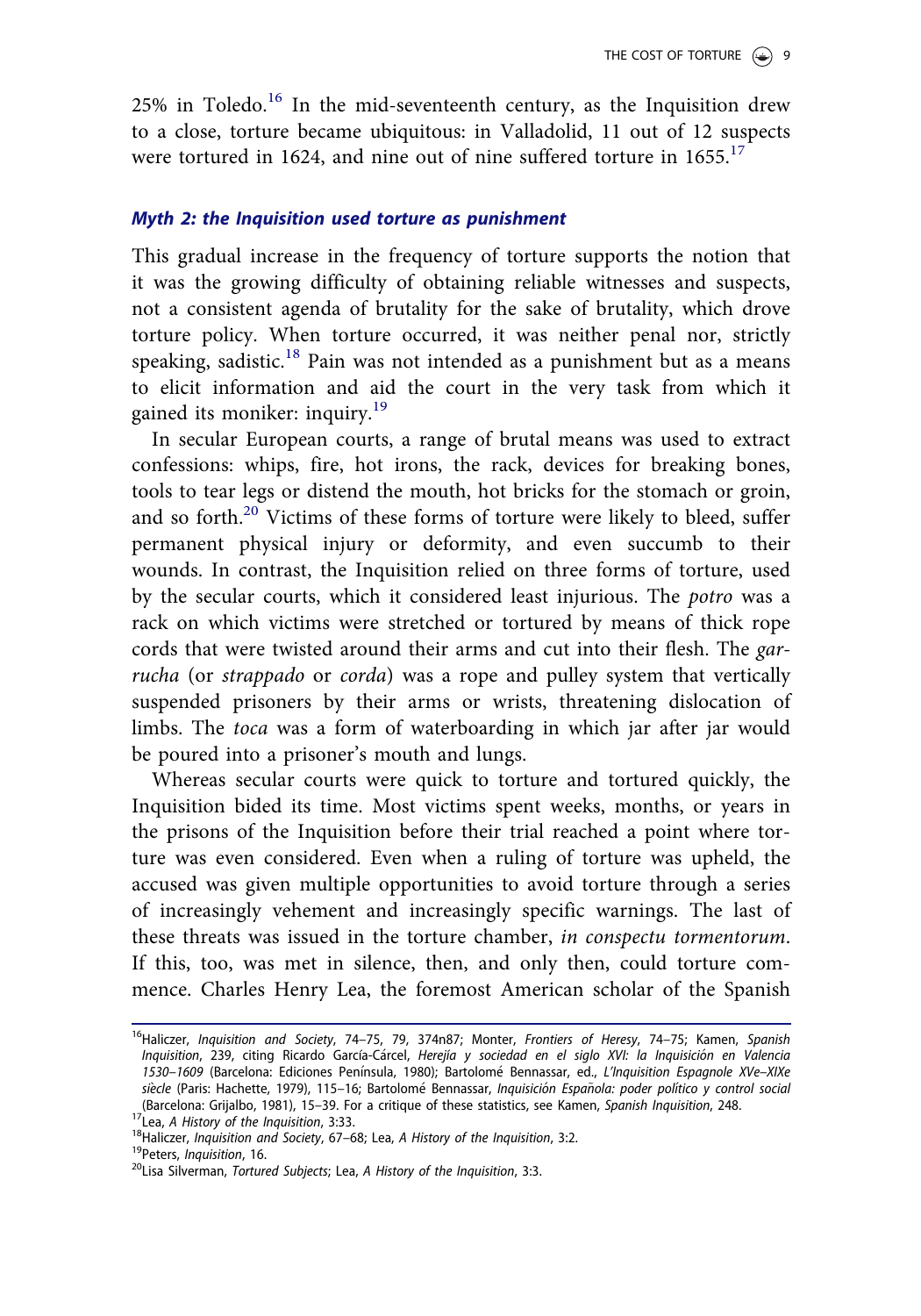25% in Toledo.[16] In the mid-seventeenth century, as the Inquisition drew to a close, torture became ubiquitous: in Valladolid, 11 out of 12 suspects were tortured in 1624, and nine out of nine suffered torture in 1655.[17]

### *Myth 2: the Inquisition used torture as punishment*

This gradual increase in the frequency of torture supports the notion that it was the growing difficulty of obtaining reliable witnesses and suspects, not a consistent agenda of brutality for the sake of brutality, which drove torture policy. When torture occurred, it was neither penal nor, strictly speaking, sadistic.[18] Pain was not intended as a punishment but as a means to elicit information and aid the court in the very task from which it gained its moniker: inquiry.[19]

In secular European courts, a range of brutal means was used to extract confessions: whips, fire, hot irons, the rack, devices for breaking bones, tools to tear legs or distend the mouth, hot bricks for the stomach or groin, and so forth.[20] Victims of these forms of torture were likely to bleed, suffer permanent physical injury or deformity, and even succumb to their wounds. In contrast, the Inquisition relied on three forms of torture, used by the secular courts, which it considered least injurious. The *potro* was a rack on which victims were stretched or tortured by means of thick rope cords that were twisted around their arms and cut into their flesh. The *garrucha* (or *strappado* or *corda*) was a rope and pulley system that vertically suspended prisoners by their arms or wrists, threatening dislocation of limbs. The *toca* was a form of waterboarding in which jar after jar would be poured into a prisoner's mouth and lungs.

Whereas secular courts were quick to torture and tortured quickly, the Inquisition bided its time. Most victims spent weeks, months, or years in the prisons of the Inquisition before their trial reached a point where torture was even considered. Even when a ruling of torture was upheld, the accused was given multiple opportunities to avoid torture through a series of increasingly vehement and increasingly specific warnings. The last of these threats was issued in the torture chamber, *in conspectu tormentorum*. If this, too, was met in silence, then, and only then, could torture commence. Charles Henry Lea, the foremost American scholar of the Spanish

---

[16] Haliczer, *Inquisition and Society*, 74–75, 79, 374n87; Monter, *Frontiers of Heresy*, 74–75; Kamen, *Spanish Inquisition*, 239, citing Ricardo García-Cárcel, *Herejía y sociedad en el siglo XVI: la Inquisición en Valencia 1530–1609* (Barcelona: Ediciones Península, 1980); Bartolomé Bennassar, ed., *L'Inquisition Espagnole XVe–XIXe siècle* (Paris: Hachette, 1979), 115–16; Bartolomé Bennassar, *Inquisición Española: poder político y control social* (Barcelona: Grijalbo, 1981), 15–39. For a critique of these statistics, see Kamen, *Spanish Inquisition*, 248.

[17] Lea, *A History of the Inquisition*, 3:33.

[18] Haliczer, *Inquisition and Society*, 67–68; Lea, *A History of the Inquisition*, 3:2.

[19] Peters, *Inquisition*, 16.

[20] Lisa Silverman, *Tortured Subjects*; Lea, *A History of the Inquisition*, 3:3.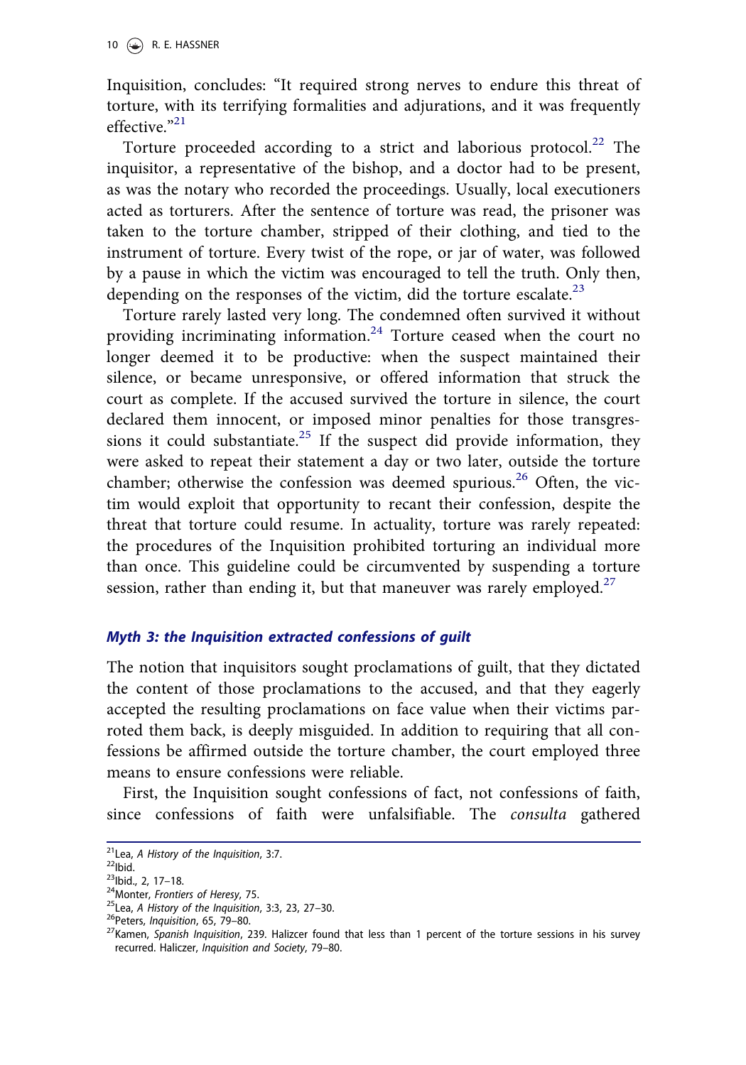Inquisition, concludes: "It required strong nerves to endure this threat of torture, with its terrifying formalities and adjurations, and it was frequently effective."[21]

Torture proceeded according to a strict and laborious protocol.[22] The inquisitor, a representative of the bishop, and a doctor had to be present, as was the notary who recorded the proceedings. Usually, local executioners acted as torturers. After the sentence of torture was read, the prisoner was taken to the torture chamber, stripped of their clothing, and tied to the instrument of torture. Every twist of the rope, or jar of water, was followed by a pause in which the victim was encouraged to tell the truth. Only then, depending on the responses of the victim, did the torture escalate.[23]

Torture rarely lasted very long. The condemned often survived it without providing incriminating information.[24] Torture ceased when the court no longer deemed it to be productive: when the suspect maintained their silence, or became unresponsive, or offered information that struck the court as complete. If the accused survived the torture in silence, the court declared them innocent, or imposed minor penalties for those transgressions it could substantiate.[25] If the suspect did provide information, they were asked to repeat their statement a day or two later, outside the torture chamber; otherwise the confession was deemed spurious.[26] Often, the victim would exploit that opportunity to recant their confession, despite the threat that torture could resume. In actuality, torture was rarely repeated: the procedures of the Inquisition prohibited torturing an individual more than once. This guideline could be circumvented by suspending a torture session, rather than ending it, but that maneuver was rarely employed.[27]

### *Myth 3: the Inquisition extracted confessions of guilt*

The notion that inquisitors sought proclamations of guilt, that they dictated the content of those proclamations to the accused, and that they eagerly accepted the resulting proclamations on face value when their victims parroted them back, is deeply misguided. In addition to requiring that all confessions be affirmed outside the torture chamber, the court employed three means to ensure confessions were reliable.

First, the Inquisition sought confessions of fact, not confessions of faith, since confessions of faith were unfalsifiable. The *consulta* gathered

---

[21] Lea, *A History of the Inquisition*, 3:7.

[22] Ibid.

[23] Ibid., 2, 17–18.

[24] Monter, *Frontiers of Heresy*, 75.

[25] Lea, *A History of the Inquisition*, 3:3, 23, 27–30.

[26] Peters, *Inquisition*, 65, 79–80.

[27] Kamen, *Spanish Inquisition*, 239. Haliczer found that less than 1 percent of the torture sessions in his survey recurred. Haliczer, *Inquisition and Society*, 79–80.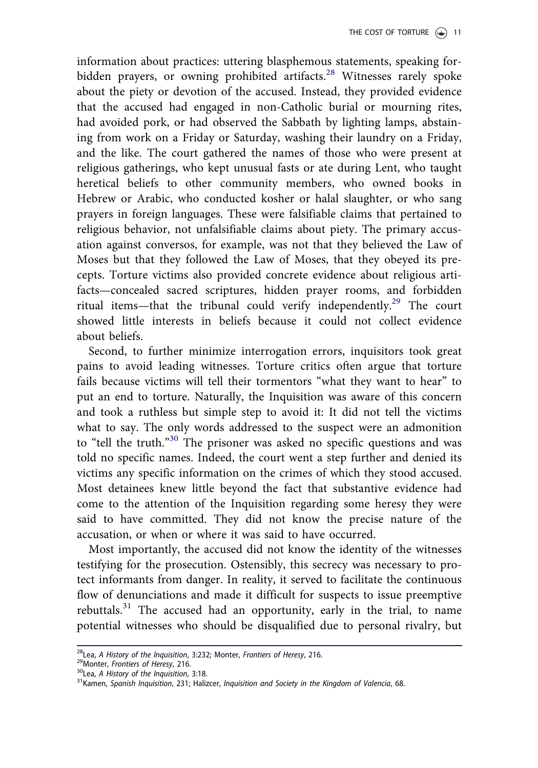information about practices: uttering blasphemous statements, speaking forbidden prayers, or owning prohibited artifacts.[28] Witnesses rarely spoke about the piety or devotion of the accused. Instead, they provided evidence that the accused had engaged in non-Catholic burial or mourning rites, had avoided pork, or had observed the Sabbath by lighting lamps, abstaining from work on a Friday or Saturday, washing their laundry on a Friday, and the like. The court gathered the names of those who were present at religious gatherings, who kept unusual fasts or ate during Lent, who taught heretical beliefs to other community members, who owned books in Hebrew or Arabic, who conducted kosher or halal slaughter, or who sang prayers in foreign languages. These were falsifiable claims that pertained to religious behavior, not unfalsifiable claims about piety. The primary accusation against conversos, for example, was not that they believed the Law of Moses but that they followed the Law of Moses, that they obeyed its precepts. Torture victims also provided concrete evidence about religious artifacts—concealed sacred scriptures, hidden prayer rooms, and forbidden ritual items—that the tribunal could verify independently.[29] The court showed little interests in beliefs because it could not collect evidence about beliefs.

Second, to further minimize interrogation errors, inquisitors took great pains to avoid leading witnesses. Torture critics often argue that torture fails because victims will tell their tormentors "what they want to hear" to put an end to torture. Naturally, the Inquisition was aware of this concern and took a ruthless but simple step to avoid it: It did not tell the victims what to say. The only words addressed to the suspect were an admonition to "tell the truth."[30] The prisoner was asked no specific questions and was told no specific names. Indeed, the court went a step further and denied its victims any specific information on the crimes of which they stood accused. Most detainees knew little beyond the fact that substantive evidence had come to the attention of the Inquisition regarding some heresy they were said to have committed. They did not know the precise nature of the accusation, or when or where it was said to have occurred.

Most importantly, the accused did not know the identity of the witnesses testifying for the prosecution. Ostensibly, this secrecy was necessary to protect informants from danger. In reality, it served to facilitate the continuous flow of denunciations and made it difficult for suspects to issue preemptive rebuttals.[31] The accused had an opportunity, early in the trial, to name potential witnesses who should be disqualified due to personal rivalry, but

---

[28] Lea, *A History of the Inquisition*, 3:232; Monter, *Frontiers of Heresy*, 216.

[29] Monter, *Frontiers of Heresy*, 216.

[30] Lea, *A History of the Inquisition*, 3:18.

[31] Kamen, *Spanish Inquisition*, 231; Halizcer, *Inquisition and Society in the Kingdom of Valencia*, 68.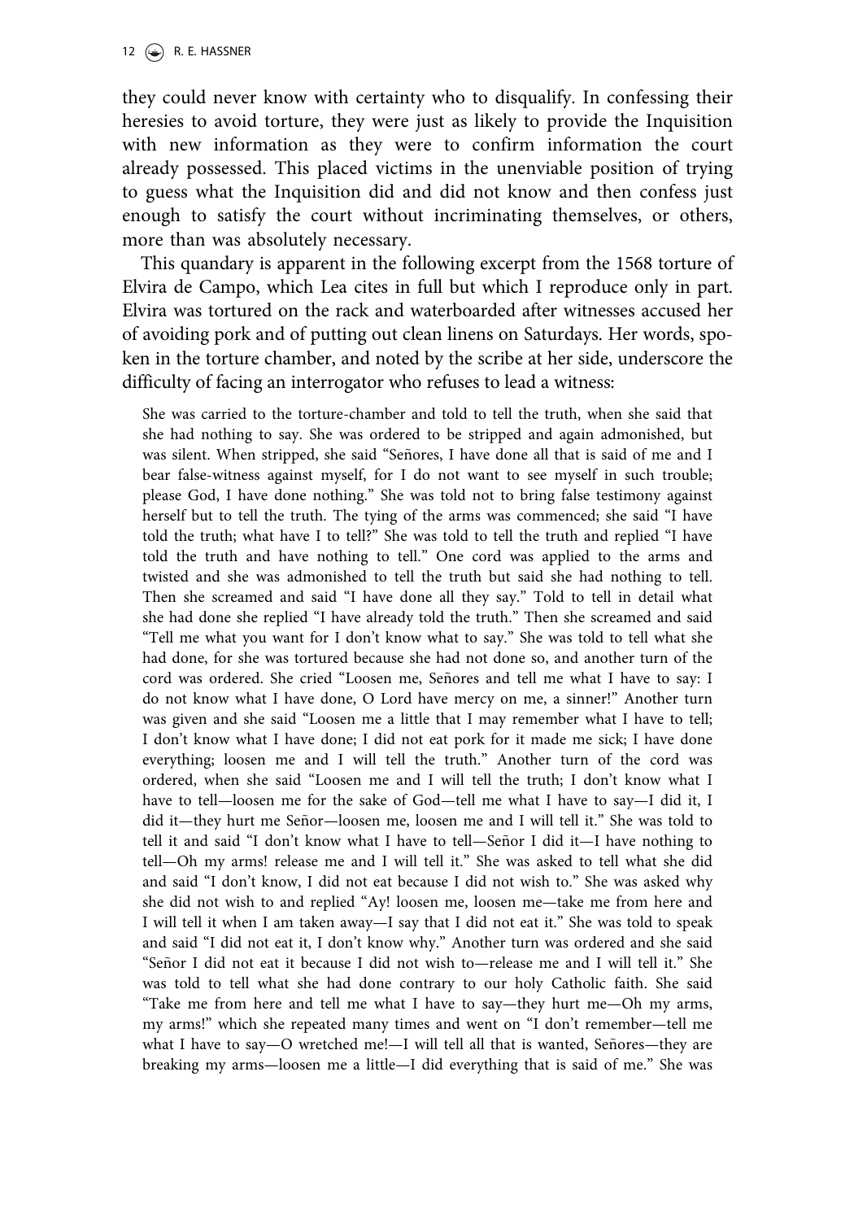they could never know with certainty who to disqualify. In confessing their heresies to avoid torture, they were just as likely to provide the Inquisition with new information as they were to confirm information the court already possessed. This placed victims in the unenviable position of trying to guess what the Inquisition did and did not know and then confess just enough to satisfy the court without incriminating themselves, or others, more than was absolutely necessary.

This quandary is apparent in the following excerpt from the 1568 torture of Elvira de Campo, which Lea cites in full but which I reproduce only in part. Elvira was tortured on the rack and waterboarded after witnesses accused her of avoiding pork and of putting out clean linens on Saturdays. Her words, spoken in the torture chamber, and noted by the scribe at her side, underscore the difficulty of facing an interrogator who refuses to lead a witness:

> She was carried to the torture-chamber and told to tell the truth, when she said that she had nothing to say. She was ordered to be stripped and again admonished, but was silent. When stripped, she said "Señores, I have done all that is said of me and I bear false-witness against myself, for I do not want to see myself in such trouble; please God, I have done nothing." She was told not to bring false testimony against herself but to tell the truth. The tying of the arms was commenced; she said "I have told the truth; what have I to tell?" She was told to tell the truth and replied "I have told the truth and have nothing to tell." One cord was applied to the arms and twisted and she was admonished to tell the truth but said she had nothing to tell. Then she screamed and said "I have done all they say." Told to tell in detail what she had done she replied "I have already told the truth." Then she screamed and said "Tell me what you want for I don't know what to say." She was told to tell what she had done, for she was tortured because she had not done so, and another turn of the cord was ordered. She cried "Loosen me, Señores and tell me what I have to say: I do not know what I have done, O Lord have mercy on me, a sinner!" Another turn was given and she said "Loosen me a little that I may remember what I have to tell; I don't know what I have done; I did not eat pork for it made me sick; I have done everything; loosen me and I will tell the truth." Another turn of the cord was ordered, when she said "Loosen me and I will tell the truth; I don't know what I have to tell—loosen me for the sake of God—tell me what I have to say—I did it, I did it—they hurt me Señor—loosen me, loosen me and I will tell it." She was told to tell it and said "I don't know what I have to tell—Señor I did it—I have nothing to tell—Oh my arms! release me and I will tell it." She was asked to tell what she did and said "I don't know, I did not eat because I did not wish to." She was asked why she did not wish to and replied "Ay! loosen me, loosen me—take me from here and I will tell it when I am taken away—I say that I did not eat it." She was told to speak and said "I did not eat it, I don't know why." Another turn was ordered and she said "Señor I did not eat it because I did not wish to—release me and I will tell it." She was told to tell what she had done contrary to our holy Catholic faith. She said "Take me from here and tell me what I have to say—they hurt me—Oh my arms, my arms!" which she repeated many times and went on "I don't remember—tell me what I have to say—O wretched me!—I will tell all that is wanted, Señores—they are breaking my arms—loosen me a little—I did everything that is said of me." She was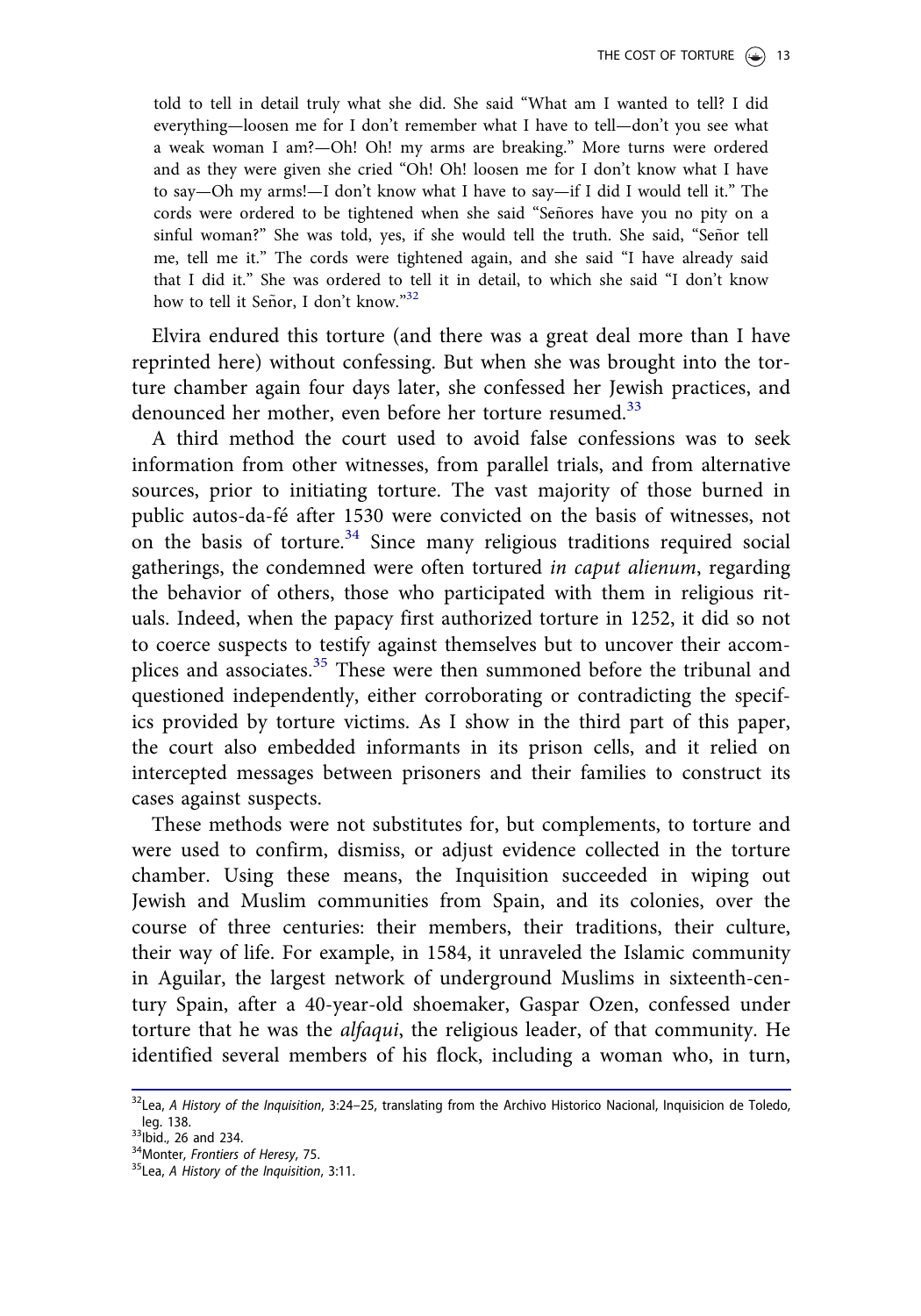> told to tell in detail truly what she did. She said "What am I wanted to tell? I did everything—loosen me for I don't remember what I have to tell—don't you see what a weak woman I am?—Oh! Oh! my arms are breaking." More turns were ordered and as they were given she cried "Oh! Oh! loosen me for I don't know what I have to say—Oh my arms!—I don't know what I have to say—if I did I would tell it." The cords were ordered to be tightened when she said "Señores have you no pity on a sinful woman?" She was told, yes, if she would tell the truth. She said, "Señor tell me, tell me it." The cords were tightened again, and she said "I have already said that I did it." She was ordered to tell it in detail, to which she said "I don't know how to tell it Señor, I don't know."[32]

Elvira endured this torture (and there was a great deal more than I have reprinted here) without confessing. But when she was brought into the torture chamber again four days later, she confessed her Jewish practices, and denounced her mother, even before her torture resumed.[33]

A third method the court used to avoid false confessions was to seek information from other witnesses, from parallel trials, and from alternative sources, prior to initiating torture. The vast majority of those burned in public autos-da-fé after 1530 were convicted on the basis of witnesses, not on the basis of torture.[34] Since many religious traditions required social gatherings, the condemned were often tortured *in caput alienum*, regarding the behavior of others, those who participated with them in religious rituals. Indeed, when the papacy first authorized torture in 1252, it did so not to coerce suspects to testify against themselves but to uncover their accomplices and associates.[35] These were then summoned before the tribunal and questioned independently, either corroborating or contradicting the specifics provided by torture victims. As I show in the third part of this paper, the court also embedded informants in its prison cells, and it relied on intercepted messages between prisoners and their families to construct its cases against suspects.

These methods were not substitutes for, but complements, to torture and were used to confirm, dismiss, or adjust evidence collected in the torture chamber. Using these means, the Inquisition succeeded in wiping out Jewish and Muslim communities from Spain, and its colonies, over the course of three centuries: their members, their traditions, their culture, their way of life. For example, in 1584, it unraveled the Islamic community in Aguilar, the largest network of underground Muslims in sixteenth-century Spain, after a 40-year-old shoemaker, Gaspar Ozen, confessed under torture that he was the *alfaqui*, the religious leader, of that community. He identified several members of his flock, including a woman who, in turn,

---

[32] Lea, *A History of the Inquisition*, 3:24–25, translating from the Archivo Historico Nacional, Inquisicion de Toledo, leg. 138.

[33] Ibid., 26 and 234.

[34] Monter, *Frontiers of Heresy*, 75.

[35] Lea, *A History of the Inquisition*, 3:11.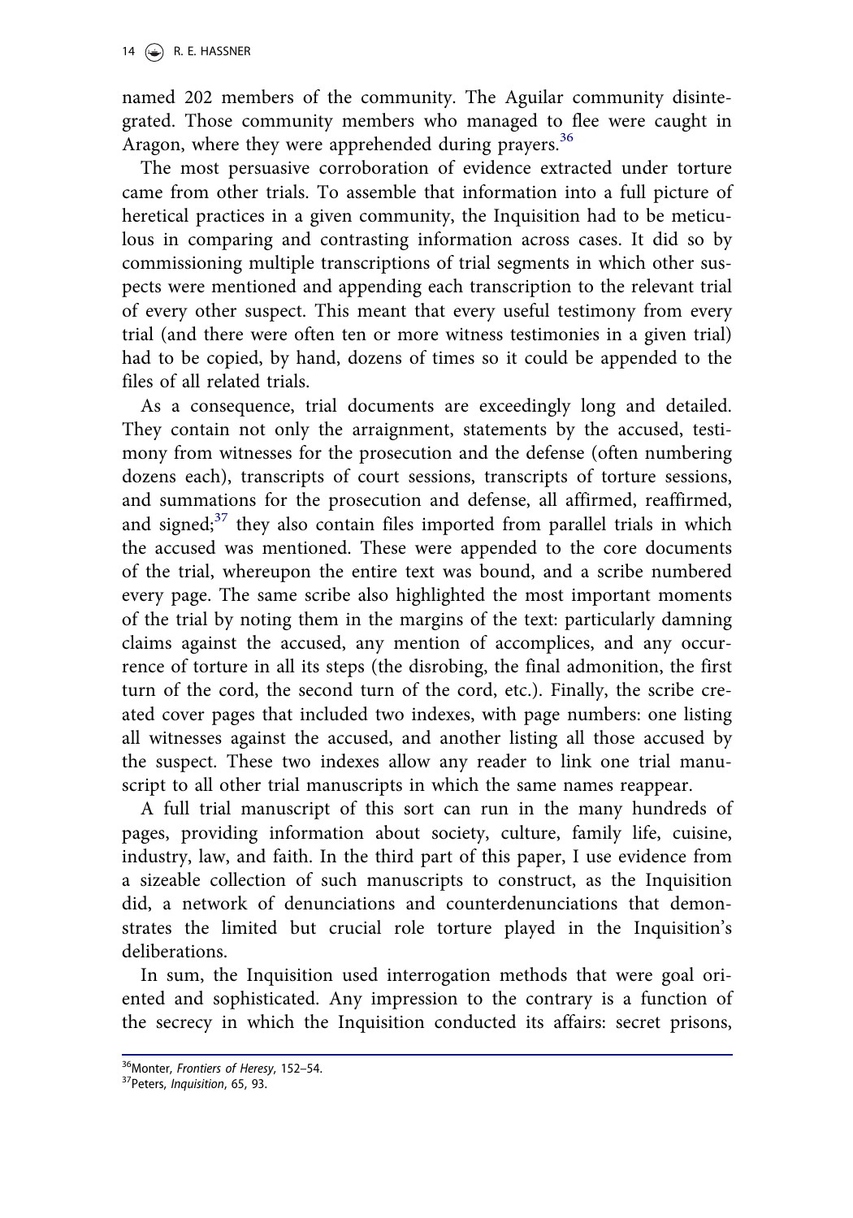named 202 members of the community. The Aguilar community disintegrated. Those community members who managed to flee were caught in Aragon, where they were apprehended during prayers.[36]

The most persuasive corroboration of evidence extracted under torture came from other trials. To assemble that information into a full picture of heretical practices in a given community, the Inquisition had to be meticulous in comparing and contrasting information across cases. It did so by commissioning multiple transcriptions of trial segments in which other suspects were mentioned and appending each transcription to the relevant trial of every other suspect. This meant that every useful testimony from every trial (and there were often ten or more witness testimonies in a given trial) had to be copied, by hand, dozens of times so it could be appended to the files of all related trials.

As a consequence, trial documents are exceedingly long and detailed. They contain not only the arraignment, statements by the accused, testimony from witnesses for the prosecution and the defense (often numbering dozens each), transcripts of court sessions, transcripts of torture sessions, and summations for the prosecution and defense, all affirmed, reaffirmed, and signed;[37] they also contain files imported from parallel trials in which the accused was mentioned. These were appended to the core documents of the trial, whereupon the entire text was bound, and a scribe numbered every page. The same scribe also highlighted the most important moments of the trial by noting them in the margins of the text: particularly damning claims against the accused, any mention of accomplices, and any occurrence of torture in all its steps (the disrobing, the final admonition, the first turn of the cord, the second turn of the cord, etc.). Finally, the scribe created cover pages that included two indexes, with page numbers: one listing all witnesses against the accused, and another listing all those accused by the suspect. These two indexes allow any reader to link one trial manuscript to all other trial manuscripts in which the same names reappear.

A full trial manuscript of this sort can run in the many hundreds of pages, providing information about society, culture, family life, cuisine, industry, law, and faith. In the third part of this paper, I use evidence from a sizeable collection of such manuscripts to construct, as the Inquisition did, a network of denunciations and counterdenunciations that demonstrates the limited but crucial role torture played in the Inquisition's deliberations.

In sum, the Inquisition used interrogation methods that were goal oriented and sophisticated. Any impression to the contrary is a function of the secrecy in which the Inquisition conducted its affairs: secret prisons,

[36] Monter, *Frontiers of Heresy*, 152–54.

[37] Peters, *Inquisition*, 65, 93.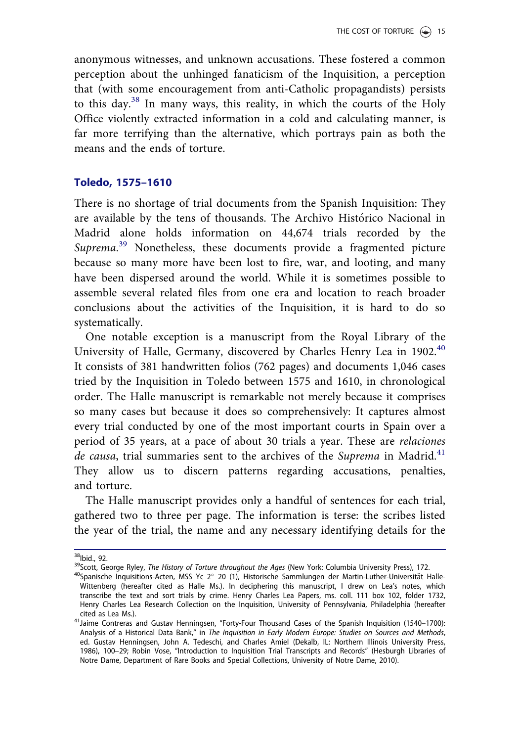anonymous witnesses, and unknown accusations. These fostered a common perception about the unhinged fanaticism of the Inquisition, a perception that (with some encouragement from anti-Catholic propagandists) persists to this day.[38] In many ways, this reality, in which the courts of the Holy Office violently extracted information in a cold and calculating manner, is far more terrifying than the alternative, which portrays pain as both the means and the ends of torture.

## Toledo, 1575–1610

There is no shortage of trial documents from the Spanish Inquisition: They are available by the tens of thousands. The Archivo Histórico Nacional in Madrid alone holds information on 44,674 trials recorded by the *Suprema*.[39] Nonetheless, these documents provide a fragmented picture because so many more have been lost to fire, war, and looting, and many have been dispersed around the world. While it is sometimes possible to assemble several related files from one era and location to reach broader conclusions about the activities of the Inquisition, it is hard to do so systematically.

One notable exception is a manuscript from the Royal Library of the University of Halle, Germany, discovered by Charles Henry Lea in 1902.[40] It consists of 381 handwritten folios (762 pages) and documents 1,046 cases tried by the Inquisition in Toledo between 1575 and 1610, in chronological order. The Halle manuscript is remarkable not merely because it comprises so many cases but because it does so comprehensively: It captures almost every trial conducted by one of the most important courts in Spain over a period of 35 years, at a pace of about 30 trials a year. These are *relaciones de causa*, trial summaries sent to the archives of the *Suprema* in Madrid.[41] They allow us to discern patterns regarding accusations, penalties, and torture.

The Halle manuscript provides only a handful of sentences for each trial, gathered two to three per page. The information is terse: the scribes listed the year of the trial, the name and any necessary identifying details for the

---

[38] Ibid., 92.

[39] Scott, George Ryley, *The History of Torture throughout the Ages* (New York: Columbia University Press), 172.

[40] Spanische Inquisitions-Acten, MSS Yc 2° 20 (1), Historische Sammlungen der Martin-Luther-Universität Halle-Wittenberg (hereafter cited as Halle Ms.). In deciphering this manuscript, I drew on Lea's notes, which transcribe the text and sort trials by crime. Henry Charles Lea Papers, ms. coll. 111 box 102, folder 1732, Henry Charles Lea Research Collection on the Inquisition, University of Pennsylvania, Philadelphia (hereafter cited as Lea Ms.).

[41] Jaime Contreras and Gustav Henningsen, "Forty-Four Thousand Cases of the Spanish Inquisition (1540–1700): Analysis of a Historical Data Bank," in *The Inquisition in Early Modern Europe: Studies on Sources and Methods*, ed. Gustav Henningsen, John A. Tedeschi, and Charles Amiel (Dekalb, IL: Northern Illinois University Press, 1986), 100–29; Robin Vose, "Introduction to Inquisition Trial Transcripts and Records" (Hesburgh Libraries of Notre Dame, Department of Rare Books and Special Collections, University of Notre Dame, 2010).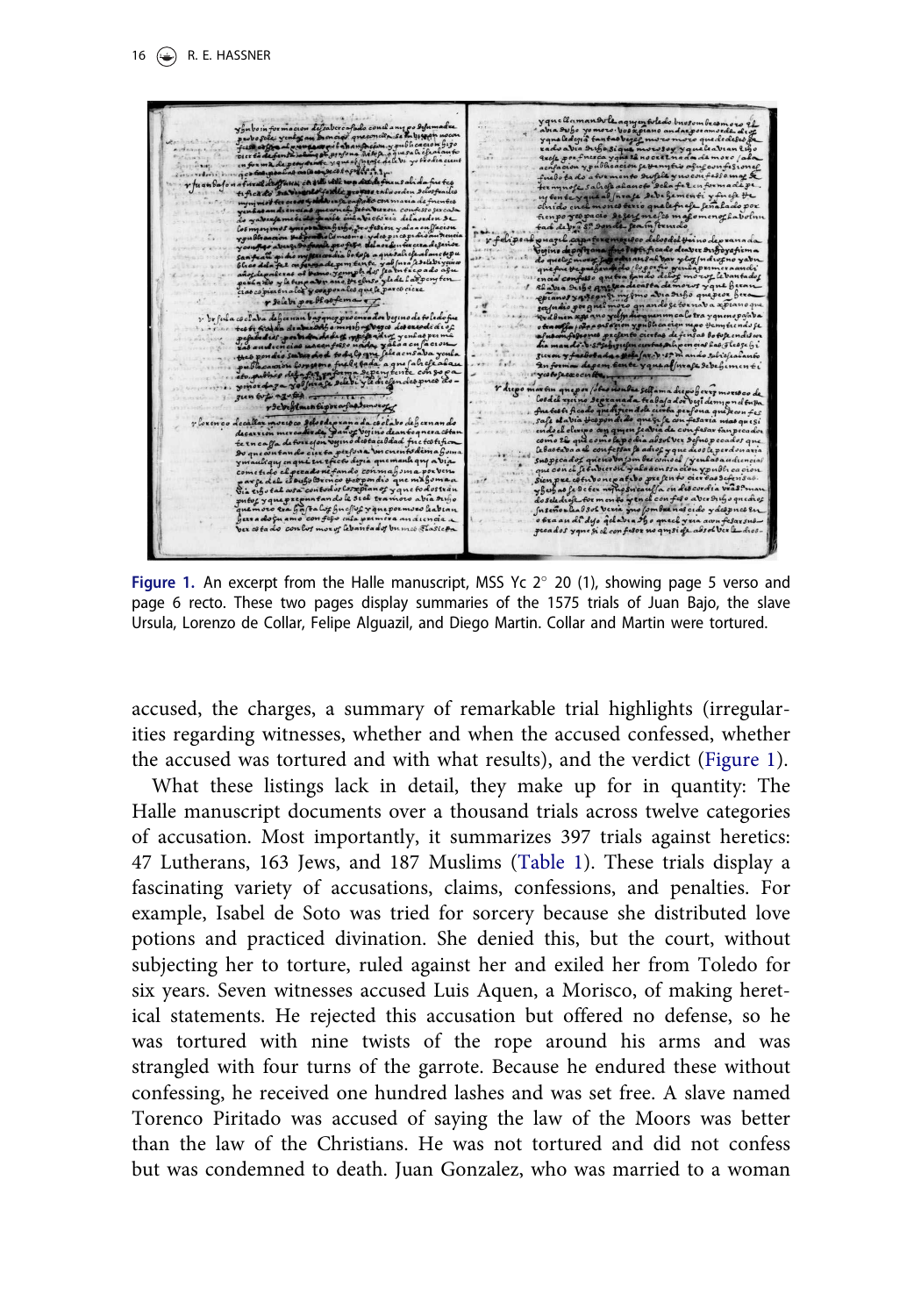Figure 1. An excerpt from the Halle manuscript, MSS Yc 2° 20 (1), showing page 5 verso and page 6 recto. These two pages display summaries of the 1575 trials of Juan Bajo, the slave Ursula, Lorenzo de Collar, Felipe Alguazil, and Diego Martin. Collar and Martin were tortured.

accused, the charges, a summary of remarkable trial highlights (irregularities regarding witnesses, whether and when the accused confessed, whether the accused was tortured and with what results), and the verdict (Figure 1).

What these listings lack in detail, they make up for in quantity: The Halle manuscript documents over a thousand trials across twelve categories of accusation. Most importantly, it summarizes 397 trials against heretics: 47 Lutherans, 163 Jews, and 187 Muslims (Table 1). These trials display a fascinating variety of accusations, claims, confessions, and penalties. For example, Isabel de Soto was tried for sorcery because she distributed love potions and practiced divination. She denied this, but the court, without subjecting her to torture, ruled against her and exiled her from Toledo for six years. Seven witnesses accused Luis Aquen, a Morisco, of making heretical statements. He rejected this accusation but offered no defense, so he was tortured with nine twists of the rope around his arms and was strangled with four turns of the garrote. Because he endured these without confessing, he received one hundred lashes and was set free. A slave named Torenco Piritado was accused of saying the law of the Moors was better than the law of the Christians. He was not tortured and did not confess but was condemned to death. Juan Gonzalez, who was married to a woman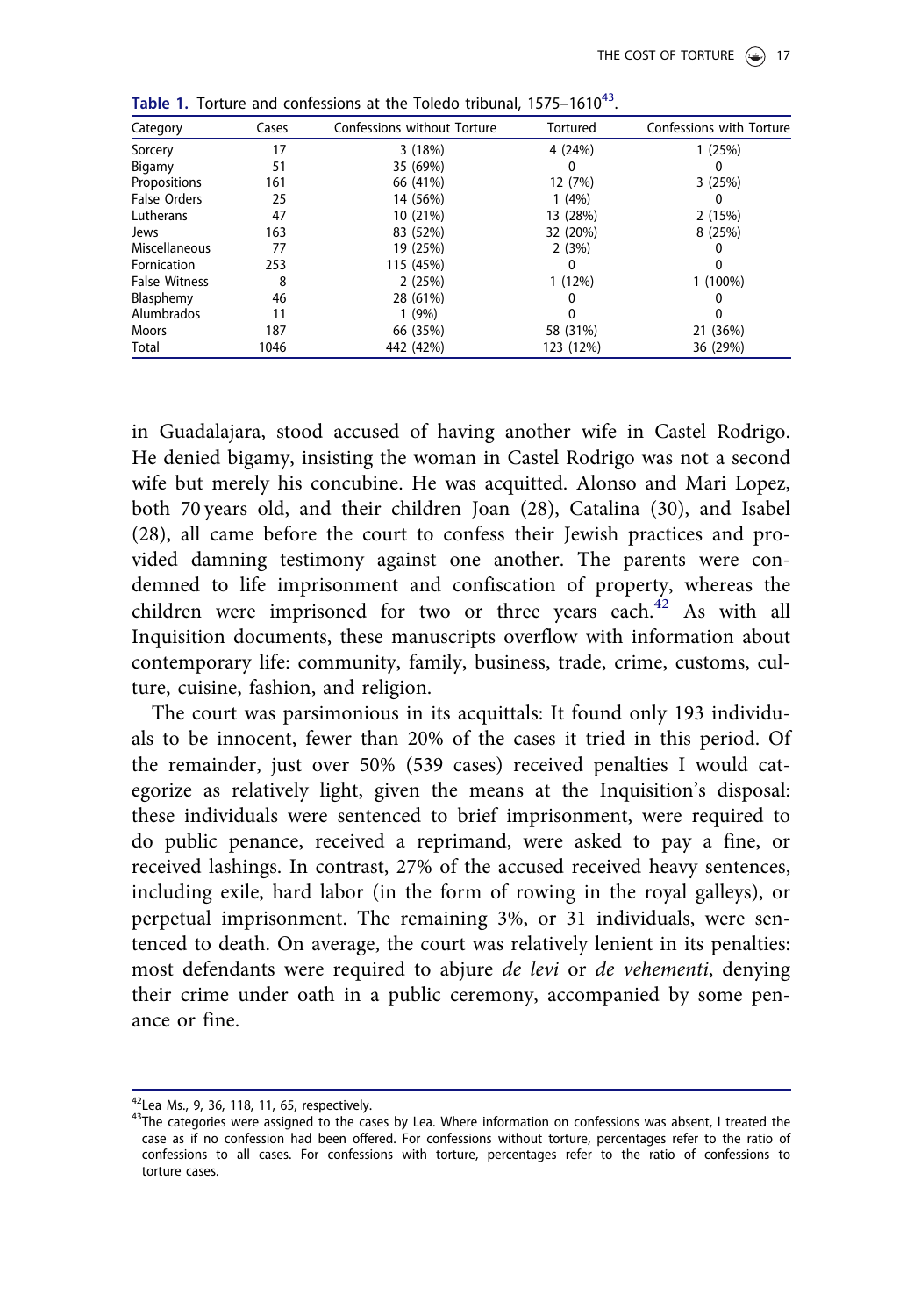**Table 1.** Torture and confessions at the Toledo tribunal, 1575–1610[43].

| Category | Cases | Confessions without Torture | Tortured | Confessions with Torture |
|---|---|---|---|---|
| Sorcery | 17 | 3 (18%) | 4 (24%) | 1 (25%) |
| Bigamy | 51 | 35 (69%) | 0 | 0 |
| Propositions | 161 | 66 (41%) | 12 (7%) | 3 (25%) |
| False Orders | 25 | 14 (56%) | 1 (4%) | 0 |
| Lutherans | 47 | 10 (21%) | 13 (28%) | 2 (15%) |
| Jews | 163 | 83 (52%) | 32 (20%) | 8 (25%) |
| Miscellaneous | 77 | 19 (25%) | 2 (3%) | 0 |
| Fornication | 253 | 115 (45%) | 0 | 0 |
| False Witness | 8 | 2 (25%) | 1 (12%) | 1 (100%) |
| Blasphemy | 46 | 28 (61%) | 0 | 0 |
| Alumbrados | 11 | 1 (9%) | 0 | 0 |
| Moors | 187 | 66 (35%) | 58 (31%) | 21 (36%) |
| Total | 1046 | 442 (42%) | 123 (12%) | 36 (29%) |

in Guadalajara, stood accused of having another wife in Castel Rodrigo. He denied bigamy, insisting the woman in Castel Rodrigo was not a second wife but merely his concubine. He was acquitted. Alonso and Mari Lopez, both 70 years old, and their children Joan (28), Catalina (30), and Isabel (28), all came before the court to confess their Jewish practices and provided damning testimony against one another. The parents were condemned to life imprisonment and confiscation of property, whereas the children were imprisoned for two or three years each.[42] As with all Inquisition documents, these manuscripts overflow with information about contemporary life: community, family, business, trade, crime, customs, culture, cuisine, fashion, and religion.

The court was parsimonious in its acquittals: It found only 193 individuals to be innocent, fewer than 20% of the cases it tried in this period. Of the remainder, just over 50% (539 cases) received penalties I would categorize as relatively light, given the means at the Inquisition's disposal: these individuals were sentenced to brief imprisonment, were required to do public penance, received a reprimand, were asked to pay a fine, or received lashings. In contrast, 27% of the accused received heavy sentences, including exile, hard labor (in the form of rowing in the royal galleys), or perpetual imprisonment. The remaining 3%, or 31 individuals, were sentenced to death. On average, the court was relatively lenient in its penalties: most defendants were required to abjure *de levi* or *de vehementi*, denying their crime under oath in a public ceremony, accompanied by some penance or fine.

[42] Lea Ms., 9, 36, 118, 11, 65, respectively.

[43] The categories were assigned to the cases by Lea. Where information on confessions was absent, I treated the case as if no confession had been offered. For confessions without torture, percentages refer to the ratio of confessions to all cases. For confessions with torture, percentages refer to the ratio of confessions to torture cases.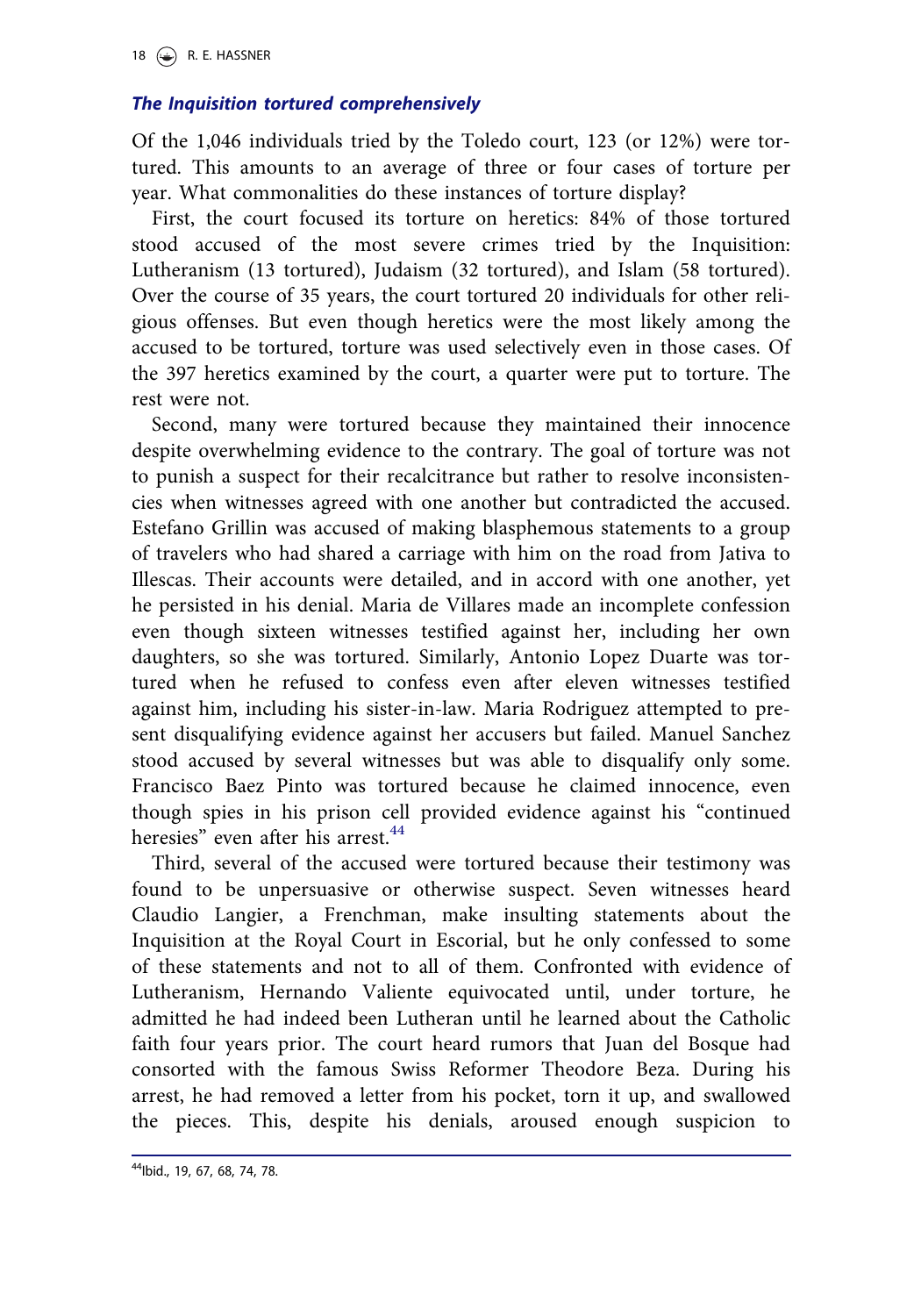### *The Inquisition tortured comprehensively*

Of the 1,046 individuals tried by the Toledo court, 123 (or 12%) were tortured. This amounts to an average of three or four cases of torture per year. What commonalities do these instances of torture display?

First, the court focused its torture on heretics: 84% of those tortured stood accused of the most severe crimes tried by the Inquisition: Lutheranism (13 tortured), Judaism (32 tortured), and Islam (58 tortured). Over the course of 35 years, the court tortured 20 individuals for other religious offenses. But even though heretics were the most likely among the accused to be tortured, torture was used selectively even in those cases. Of the 397 heretics examined by the court, a quarter were put to torture. The rest were not.

Second, many were tortured because they maintained their innocence despite overwhelming evidence to the contrary. The goal of torture was not to punish a suspect for their recalcitrance but rather to resolve inconsistencies when witnesses agreed with one another but contradicted the accused. Estefano Grillin was accused of making blasphemous statements to a group of travelers who had shared a carriage with him on the road from Jativa to Illescas. Their accounts were detailed, and in accord with one another, yet he persisted in his denial. Maria de Villares made an incomplete confession even though sixteen witnesses testified against her, including her own daughters, so she was tortured. Similarly, Antonio Lopez Duarte was tortured when he refused to confess even after eleven witnesses testified against him, including his sister-in-law. Maria Rodriguez attempted to present disqualifying evidence against her accusers but failed. Manuel Sanchez stood accused by several witnesses but was able to disqualify only some. Francisco Baez Pinto was tortured because he claimed innocence, even though spies in his prison cell provided evidence against his "continued heresies" even after his arrest.[44]

Third, several of the accused were tortured because their testimony was found to be unpersuasive or otherwise suspect. Seven witnesses heard Claudio Langier, a Frenchman, make insulting statements about the Inquisition at the Royal Court in Escorial, but he only confessed to some of these statements and not to all of them. Confronted with evidence of Lutheranism, Hernando Valiente equivocated until, under torture, he admitted he had indeed been Lutheran until he learned about the Catholic faith four years prior. The court heard rumors that Juan del Bosque had consorted with the famous Swiss Reformer Theodore Beza. During his arrest, he had removed a letter from his pocket, torn it up, and swallowed the pieces. This, despite his denials, aroused enough suspicion to

[44]Ibid., 19, 67, 68, 74, 78.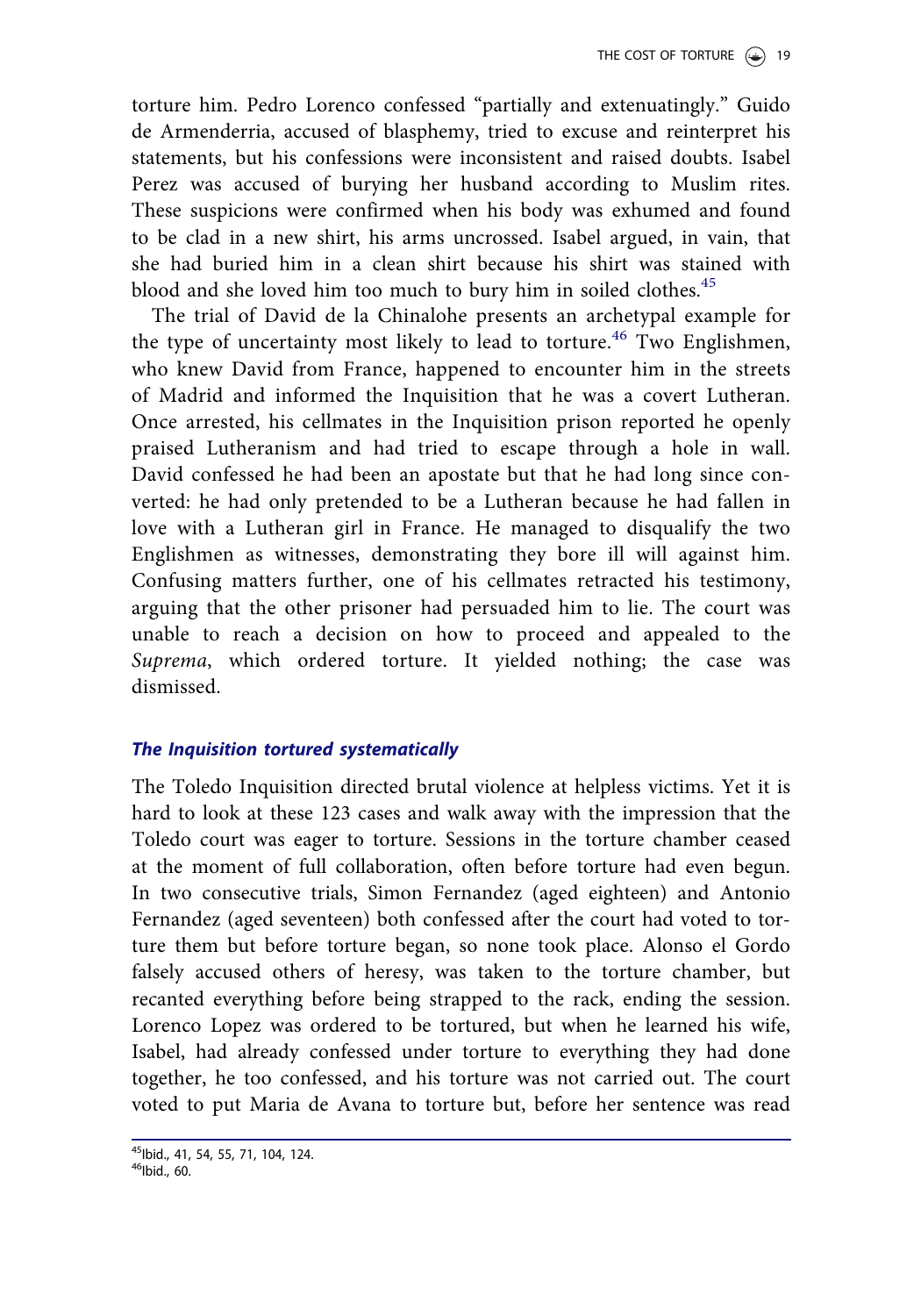torture him. Pedro Lorenco confessed "partially and extenuatingly." Guido de Armenderria, accused of blasphemy, tried to excuse and reinterpret his statements, but his confessions were inconsistent and raised doubts. Isabel Perez was accused of burying her husband according to Muslim rites. These suspicions were confirmed when his body was exhumed and found to be clad in a new shirt, his arms uncrossed. Isabel argued, in vain, that she had buried him in a clean shirt because his shirt was stained with blood and she loved him too much to bury him in soiled clothes.[45]

The trial of David de la Chinalohe presents an archetypal example for the type of uncertainty most likely to lead to torture.[46] Two Englishmen, who knew David from France, happened to encounter him in the streets of Madrid and informed the Inquisition that he was a covert Lutheran. Once arrested, his cellmates in the Inquisition prison reported he openly praised Lutheranism and had tried to escape through a hole in wall. David confessed he had been an apostate but that he had long since converted: he had only pretended to be a Lutheran because he had fallen in love with a Lutheran girl in France. He managed to disqualify the two Englishmen as witnesses, demonstrating they bore ill will against him. Confusing matters further, one of his cellmates retracted his testimony, arguing that the other prisoner had persuaded him to lie. The court was unable to reach a decision on how to proceed and appealed to the *Suprema*, which ordered torture. It yielded nothing; the case was dismissed.

### *The Inquisition tortured systematically*

The Toledo Inquisition directed brutal violence at helpless victims. Yet it is hard to look at these 123 cases and walk away with the impression that the Toledo court was eager to torture. Sessions in the torture chamber ceased at the moment of full collaboration, often before torture had even begun. In two consecutive trials, Simon Fernandez (aged eighteen) and Antonio Fernandez (aged seventeen) both confessed after the court had voted to torture them but before torture began, so none took place. Alonso el Gordo falsely accused others of heresy, was taken to the torture chamber, but recanted everything before being strapped to the rack, ending the session. Lorenco Lopez was ordered to be tortured, but when he learned his wife, Isabel, had already confessed under torture to everything they had done together, he too confessed, and his torture was not carried out. The court voted to put Maria de Avana to torture but, before her sentence was read

[45] Ibid., 41, 54, 55, 71, 104, 124.
[46] Ibid., 60.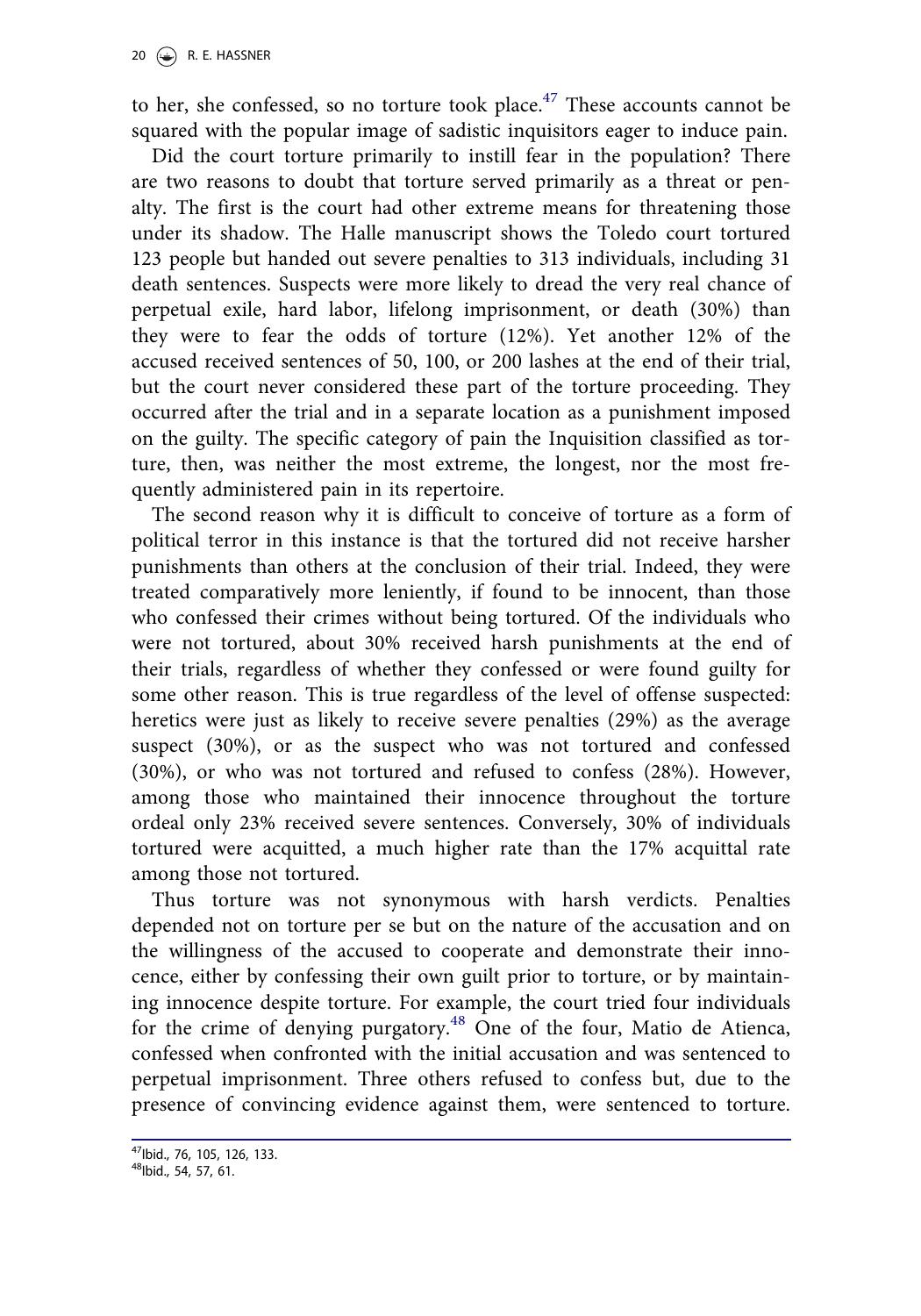to her, she confessed, so no torture took place.[47] These accounts cannot be squared with the popular image of sadistic inquisitors eager to induce pain.

Did the court torture primarily to instill fear in the population? There are two reasons to doubt that torture served primarily as a threat or penalty. The first is the court had other extreme means for threatening those under its shadow. The Halle manuscript shows the Toledo court tortured 123 people but handed out severe penalties to 313 individuals, including 31 death sentences. Suspects were more likely to dread the very real chance of perpetual exile, hard labor, lifelong imprisonment, or death (30%) than they were to fear the odds of torture (12%). Yet another 12% of the accused received sentences of 50, 100, or 200 lashes at the end of their trial, but the court never considered these part of the torture proceeding. They occurred after the trial and in a separate location as a punishment imposed on the guilty. The specific category of pain the Inquisition classified as torture, then, was neither the most extreme, the longest, nor the most frequently administered pain in its repertoire.

The second reason why it is difficult to conceive of torture as a form of political terror in this instance is that the tortured did not receive harsher punishments than others at the conclusion of their trial. Indeed, they were treated comparatively more leniently, if found to be innocent, than those who confessed their crimes without being tortured. Of the individuals who were not tortured, about 30% received harsh punishments at the end of their trials, regardless of whether they confessed or were found guilty for some other reason. This is true regardless of the level of offense suspected: heretics were just as likely to receive severe penalties (29%) as the average suspect (30%), or as the suspect who was not tortured and confessed (30%), or who was not tortured and refused to confess (28%). However, among those who maintained their innocence throughout the torture ordeal only 23% received severe sentences. Conversely, 30% of individuals tortured were acquitted, a much higher rate than the 17% acquittal rate among those not tortured.

Thus torture was not synonymous with harsh verdicts. Penalties depended not on torture per se but on the nature of the accusation and on the willingness of the accused to cooperate and demonstrate their innocence, either by confessing their own guilt prior to torture, or by maintaining innocence despite torture. For example, the court tried four individuals for the crime of denying purgatory.[48] One of the four, Matio de Atienca, confessed when confronted with the initial accusation and was sentenced to perpetual imprisonment. Three others refused to confess but, due to the presence of convincing evidence against them, were sentenced to torture.

[47]Ibid., 76, 105, 126, 133.
[48]Ibid., 54, 57, 61.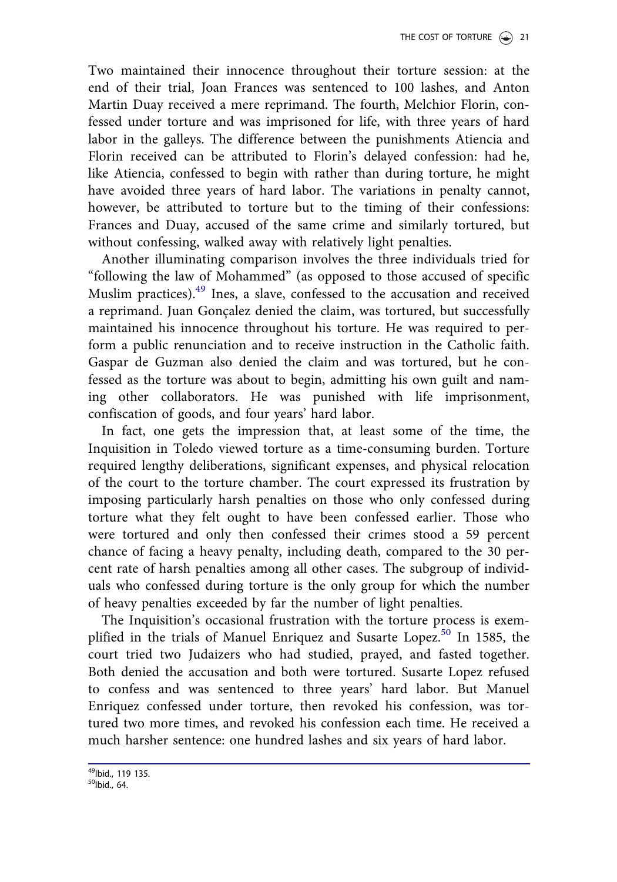Two maintained their innocence throughout their torture session: at the end of their trial, Joan Frances was sentenced to 100 lashes, and Anton Martin Duay received a mere reprimand. The fourth, Melchior Florin, confessed under torture and was imprisoned for life, with three years of hard labor in the galleys. The difference between the punishments Atiencia and Florin received can be attributed to Florin's delayed confession: had he, like Atiencia, confessed to begin with rather than during torture, he might have avoided three years of hard labor. The variations in penalty cannot, however, be attributed to torture but to the timing of their confessions: Frances and Duay, accused of the same crime and similarly tortured, but without confessing, walked away with relatively light penalties.

Another illuminating comparison involves the three individuals tried for "following the law of Mohammed" (as opposed to those accused of specific Muslim practices).[49] Ines, a slave, confessed to the accusation and received a reprimand. Juan Gonçalez denied the claim, was tortured, but successfully maintained his innocence throughout his torture. He was required to perform a public renunciation and to receive instruction in the Catholic faith. Gaspar de Guzman also denied the claim and was tortured, but he confessed as the torture was about to begin, admitting his own guilt and naming other collaborators. He was punished with life imprisonment, confiscation of goods, and four years' hard labor.

In fact, one gets the impression that, at least some of the time, the Inquisition in Toledo viewed torture as a time-consuming burden. Torture required lengthy deliberations, significant expenses, and physical relocation of the court to the torture chamber. The court expressed its frustration by imposing particularly harsh penalties on those who only confessed during torture what they felt ought to have been confessed earlier. Those who were tortured and only then confessed their crimes stood a 59 percent chance of facing a heavy penalty, including death, compared to the 30 percent rate of harsh penalties among all other cases. The subgroup of individuals who confessed during torture is the only group for which the number of heavy penalties exceeded by far the number of light penalties.

The Inquisition's occasional frustration with the torture process is exemplified in the trials of Manuel Enriquez and Susarte Lopez.[50] In 1585, the court tried two Judaizers who had studied, prayed, and fasted together. Both denied the accusation and both were tortured. Susarte Lopez refused to confess and was sentenced to three years' hard labor. But Manuel Enriquez confessed under torture, then revoked his confession, was tortured two more times, and revoked his confession each time. He received a much harsher sentence: one hundred lashes and six years of hard labor.

---

[49] Ibid., 119 135.

[50] Ibid., 64.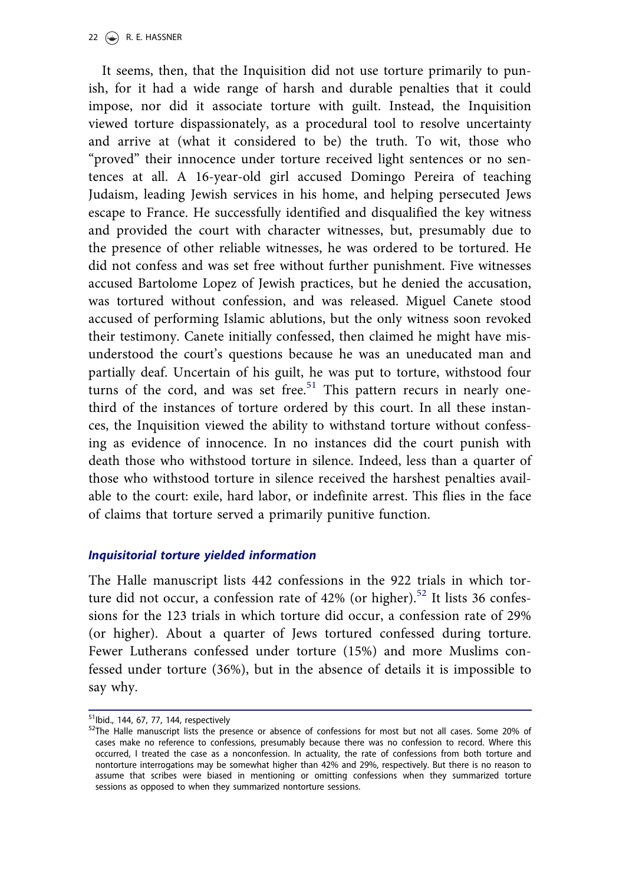It seems, then, that the Inquisition did not use torture primarily to punish, for it had a wide range of harsh and durable penalties that it could impose, nor did it associate torture with guilt. Instead, the Inquisition viewed torture dispassionately, as a procedural tool to resolve uncertainty and arrive at (what it considered to be) the truth. To wit, those who "proved" their innocence under torture received light sentences or no sentences at all. A 16-year-old girl accused Domingo Pereira of teaching Judaism, leading Jewish services in his home, and helping persecuted Jews escape to France. He successfully identified and disqualified the key witness and provided the court with character witnesses, but, presumably due to the presence of other reliable witnesses, he was ordered to be tortured. He did not confess and was set free without further punishment. Five witnesses accused Bartolome Lopez of Jewish practices, but he denied the accusation, was tortured without confession, and was released. Miguel Canete stood accused of performing Islamic ablutions, but the only witness soon revoked their testimony. Canete initially confessed, then claimed he might have misunderstood the court's questions because he was an uneducated man and partially deaf. Uncertain of his guilt, he was put to torture, withstood four turns of the cord, and was set free.[51] This pattern recurs in nearly one-third of the instances of torture ordered by this court. In all these instances, the Inquisition viewed the ability to withstand torture without confessing as evidence of innocence. In no instances did the court punish with death those who withstood torture in silence. Indeed, less than a quarter of those who withstood torture in silence received the harshest penalties available to the court: exile, hard labor, or indefinite arrest. This flies in the face of claims that torture served a primarily punitive function.

### *Inquisitorial torture yielded information*

The Halle manuscript lists 442 confessions in the 922 trials in which torture did not occur, a confession rate of 42% (or higher).[52] It lists 36 confessions for the 123 trials in which torture did occur, a confession rate of 29% (or higher). About a quarter of Jews tortured confessed during torture. Fewer Lutherans confessed under torture (15%) and more Muslims confessed under torture (36%), but in the absence of details it is impossible to say why.

---

[51] Ibid., 144, 67, 77, 144, respectively

[52] The Halle manuscript lists the presence or absence of confessions for most but not all cases. Some 20% of cases make no reference to confessions, presumably because there was no confession to record. Where this occurred, I treated the case as a nonconfession. In actuality, the rate of confessions from both torture and nontorture interrogations may be somewhat higher than 42% and 29%, respectively. But there is no reason to assume that scribes were biased in mentioning or omitting confessions when they summarized torture sessions as opposed to when they summarized nontorture sessions.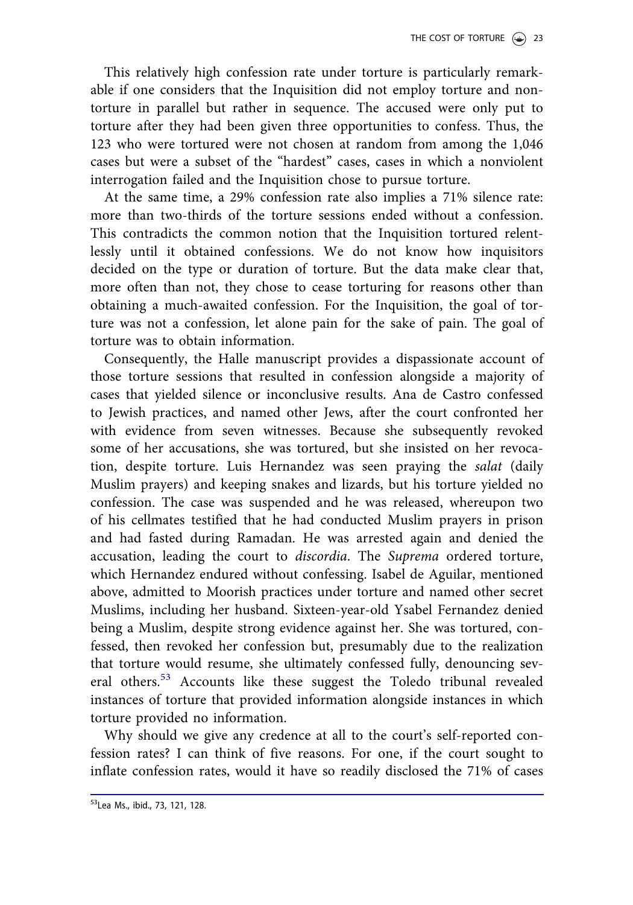This relatively high confession rate under torture is particularly remarkable if one considers that the Inquisition did not employ torture and nontorture in parallel but rather in sequence. The accused were only put to torture after they had been given three opportunities to confess. Thus, the 123 who were tortured were not chosen at random from among the 1,046 cases but were a subset of the "hardest" cases, cases in which a nonviolent interrogation failed and the Inquisition chose to pursue torture.

At the same time, a 29% confession rate also implies a 71% silence rate: more than two-thirds of the torture sessions ended without a confession. This contradicts the common notion that the Inquisition tortured relentlessly until it obtained confessions. We do not know how inquisitors decided on the type or duration of torture. But the data make clear that, more often than not, they chose to cease torturing for reasons other than obtaining a much-awaited confession. For the Inquisition, the goal of torture was not a confession, let alone pain for the sake of pain. The goal of torture was to obtain information.

Consequently, the Halle manuscript provides a dispassionate account of those torture sessions that resulted in confession alongside a majority of cases that yielded silence or inconclusive results. Ana de Castro confessed to Jewish practices, and named other Jews, after the court confronted her with evidence from seven witnesses. Because she subsequently revoked some of her accusations, she was tortured, but she insisted on her revocation, despite torture. Luis Hernandez was seen praying the *salat* (daily Muslim prayers) and keeping snakes and lizards, but his torture yielded no confession. The case was suspended and he was released, whereupon two of his cellmates testified that he had conducted Muslim prayers in prison and had fasted during Ramadan. He was arrested again and denied the accusation, leading the court to *discordia*. The *Suprema* ordered torture, which Hernandez endured without confessing. Isabel de Aguilar, mentioned above, admitted to Moorish practices under torture and named other secret Muslims, including her husband. Sixteen-year-old Ysabel Fernandez denied being a Muslim, despite strong evidence against her. She was tortured, confessed, then revoked her confession but, presumably due to the realization that torture would resume, she ultimately confessed fully, denouncing several others.[53] Accounts like these suggest the Toledo tribunal revealed instances of torture that provided information alongside instances in which torture provided no information.

Why should we give any credence at all to the court's self-reported confession rates? I can think of five reasons. For one, if the court sought to inflate confession rates, would it have so readily disclosed the 71% of cases

[53] Lea Ms., ibid., 73, 121, 128.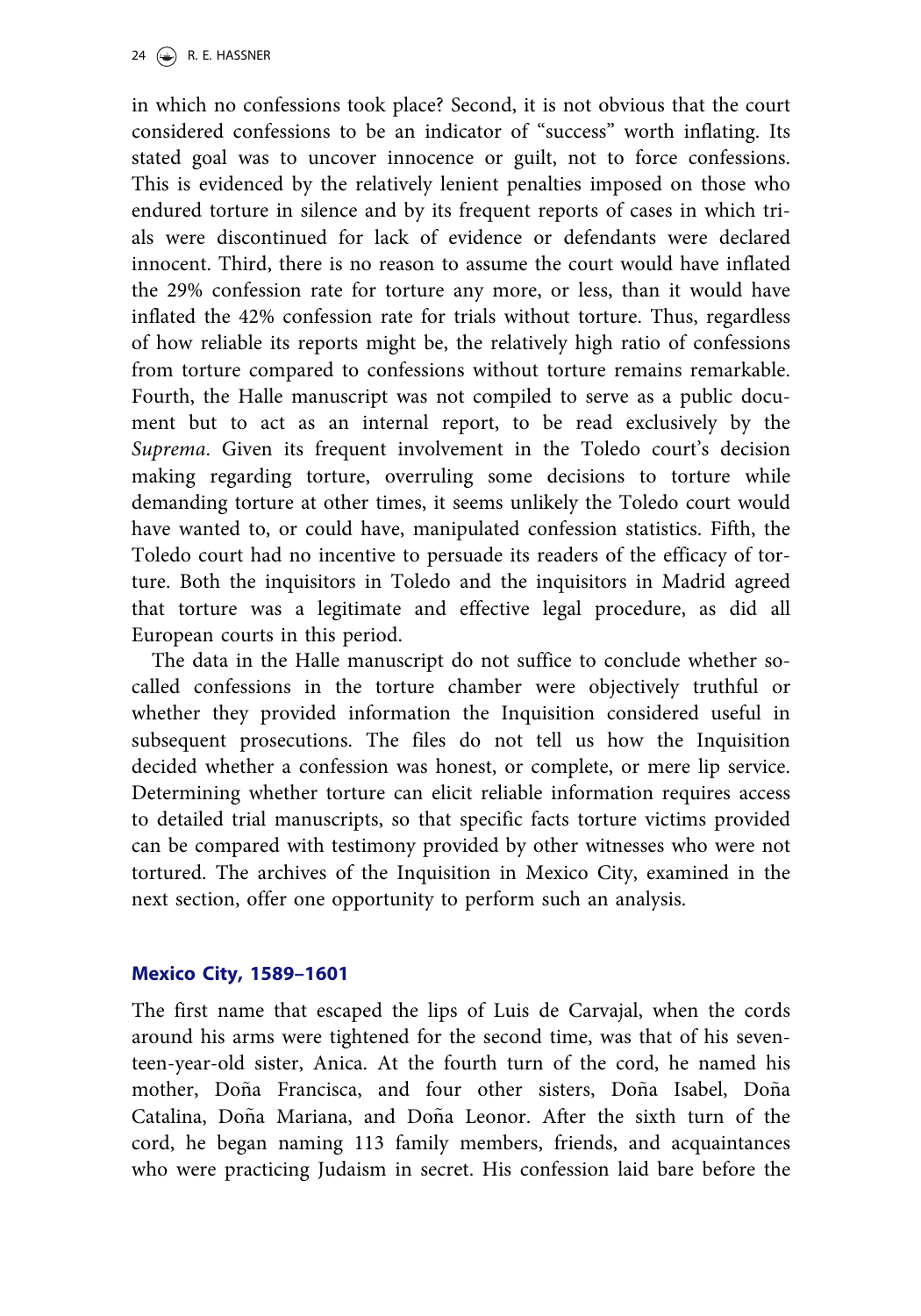in which no confessions took place? Second, it is not obvious that the court considered confessions to be an indicator of "success" worth inflating. Its stated goal was to uncover innocence or guilt, not to force confessions. This is evidenced by the relatively lenient penalties imposed on those who endured torture in silence and by its frequent reports of cases in which trials were discontinued for lack of evidence or defendants were declared innocent. Third, there is no reason to assume the court would have inflated the 29% confession rate for torture any more, or less, than it would have inflated the 42% confession rate for trials without torture. Thus, regardless of how reliable its reports might be, the relatively high ratio of confessions from torture compared to confessions without torture remains remarkable. Fourth, the Halle manuscript was not compiled to serve as a public document but to act as an internal report, to be read exclusively by the *Suprema*. Given its frequent involvement in the Toledo court's decision making regarding torture, overruling some decisions to torture while demanding torture at other times, it seems unlikely the Toledo court would have wanted to, or could have, manipulated confession statistics. Fifth, the Toledo court had no incentive to persuade its readers of the efficacy of torture. Both the inquisitors in Toledo and the inquisitors in Madrid agreed that torture was a legitimate and effective legal procedure, as did all European courts in this period.

The data in the Halle manuscript do not suffice to conclude whether so-called confessions in the torture chamber were objectively truthful or whether they provided information the Inquisition considered useful in subsequent prosecutions. The files do not tell us how the Inquisition decided whether a confession was honest, or complete, or mere lip service. Determining whether torture can elicit reliable information requires access to detailed trial manuscripts, so that specific facts torture victims provided can be compared with testimony provided by other witnesses who were not tortured. The archives of the Inquisition in Mexico City, examined in the next section, offer one opportunity to perform such an analysis.

## Mexico City, 1589–1601

The first name that escaped the lips of Luis de Carvajal, when the cords around his arms were tightened for the second time, was that of his seventeen-year-old sister, Anica. At the fourth turn of the cord, he named his mother, Doña Francisca, and four other sisters, Doña Isabel, Doña Catalina, Doña Mariana, and Doña Leonor. After the sixth turn of the cord, he began naming 113 family members, friends, and acquaintances who were practicing Judaism in secret. His confession laid bare before the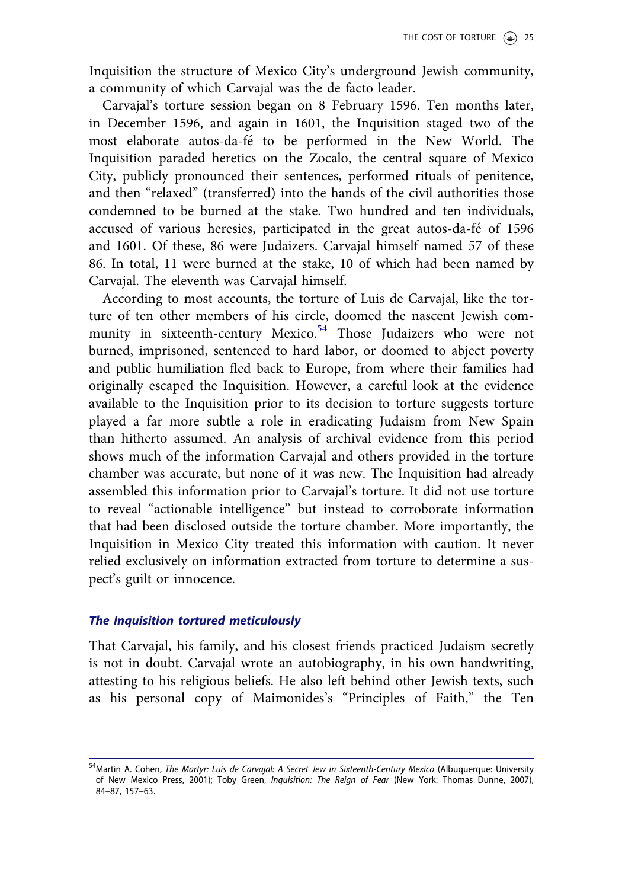Inquisition the structure of Mexico City's underground Jewish community, a community of which Carvajal was the de facto leader.

Carvajal's torture session began on 8 February 1596. Ten months later, in December 1596, and again in 1601, the Inquisition staged two of the most elaborate autos-da-fé to be performed in the New World. The Inquisition paraded heretics on the Zocalo, the central square of Mexico City, publicly pronounced their sentences, performed rituals of penitence, and then "relaxed" (transferred) into the hands of the civil authorities those condemned to be burned at the stake. Two hundred and ten individuals, accused of various heresies, participated in the great autos-da-fé of 1596 and 1601. Of these, 86 were Judaizers. Carvajal himself named 57 of these 86. In total, 11 were burned at the stake, 10 of which had been named by Carvajal. The eleventh was Carvajal himself.

According to most accounts, the torture of Luis de Carvajal, like the torture of ten other members of his circle, doomed the nascent Jewish community in sixteenth-century Mexico.[54] Those Judaizers who were not burned, imprisoned, sentenced to hard labor, or doomed to abject poverty and public humiliation fled back to Europe, from where their families had originally escaped the Inquisition. However, a careful look at the evidence available to the Inquisition prior to its decision to torture suggests torture played a far more subtle a role in eradicating Judaism from New Spain than hitherto assumed. An analysis of archival evidence from this period shows much of the information Carvajal and others provided in the torture chamber was accurate, but none of it was new. The Inquisition had already assembled this information prior to Carvajal's torture. It did not use torture to reveal "actionable intelligence" but instead to corroborate information that had been disclosed outside the torture chamber. More importantly, the Inquisition in Mexico City treated this information with caution. It never relied exclusively on information extracted from torture to determine a suspect's guilt or innocence.

### *The Inquisition tortured meticulously*

That Carvajal, his family, and his closest friends practiced Judaism secretly is not in doubt. Carvajal wrote an autobiography, in his own handwriting, attesting to his religious beliefs. He also left behind other Jewish texts, such as his personal copy of Maimonides's "Principles of Faith," the Ten

---

[54] Martin A. Cohen, *The Martyr: Luis de Carvajal: A Secret Jew in Sixteenth-Century Mexico* (Albuquerque: University of New Mexico Press, 2001); Toby Green, *Inquisition: The Reign of Fear* (New York: Thomas Dunne, 2007), 84–87, 157–63.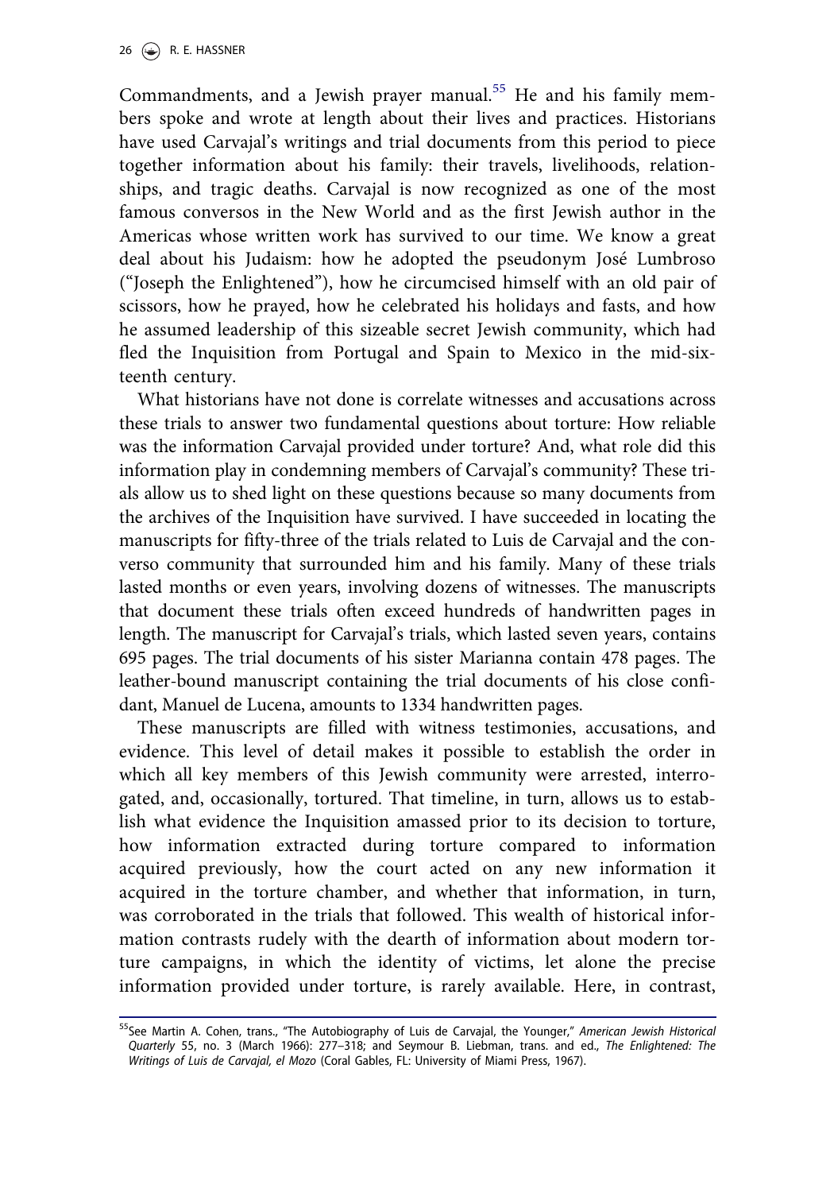Commandments, and a Jewish prayer manual.[55] He and his family members spoke and wrote at length about their lives and practices. Historians have used Carvajal's writings and trial documents from this period to piece together information about his family: their travels, livelihoods, relationships, and tragic deaths. Carvajal is now recognized as one of the most famous conversos in the New World and as the first Jewish author in the Americas whose written work has survived to our time. We know a great deal about his Judaism: how he adopted the pseudonym José Lumbroso ("Joseph the Enlightened"), how he circumcised himself with an old pair of scissors, how he prayed, how he celebrated his holidays and fasts, and how he assumed leadership of this sizeable secret Jewish community, which had fled the Inquisition from Portugal and Spain to Mexico in the mid-sixteenth century.

What historians have not done is correlate witnesses and accusations across these trials to answer two fundamental questions about torture: How reliable was the information Carvajal provided under torture? And, what role did this information play in condemning members of Carvajal's community? These trials allow us to shed light on these questions because so many documents from the archives of the Inquisition have survived. I have succeeded in locating the manuscripts for fifty-three of the trials related to Luis de Carvajal and the converso community that surrounded him and his family. Many of these trials lasted months or even years, involving dozens of witnesses. The manuscripts that document these trials often exceed hundreds of handwritten pages in length. The manuscript for Carvajal's trials, which lasted seven years, contains 695 pages. The trial documents of his sister Marianna contain 478 pages. The leather-bound manuscript containing the trial documents of his close confidant, Manuel de Lucena, amounts to 1334 handwritten pages.

These manuscripts are filled with witness testimonies, accusations, and evidence. This level of detail makes it possible to establish the order in which all key members of this Jewish community were arrested, interrogated, and, occasionally, tortured. That timeline, in turn, allows us to establish what evidence the Inquisition amassed prior to its decision to torture, how information extracted during torture compared to information acquired previously, how the court acted on any new information it acquired in the torture chamber, and whether that information, in turn, was corroborated in the trials that followed. This wealth of historical information contrasts rudely with the dearth of information about modern torture campaigns, in which the identity of victims, let alone the precise information provided under torture, is rarely available. Here, in contrast,

[55]See Martin A. Cohen, trans., "The Autobiography of Luis de Carvajal, the Younger," *American Jewish Historical Quarterly* 55, no. 3 (March 1966): 277–318; and Seymour B. Liebman, trans. and ed., *The Enlightened: The Writings of Luis de Carvajal, el Mozo* (Coral Gables, FL: University of Miami Press, 1967).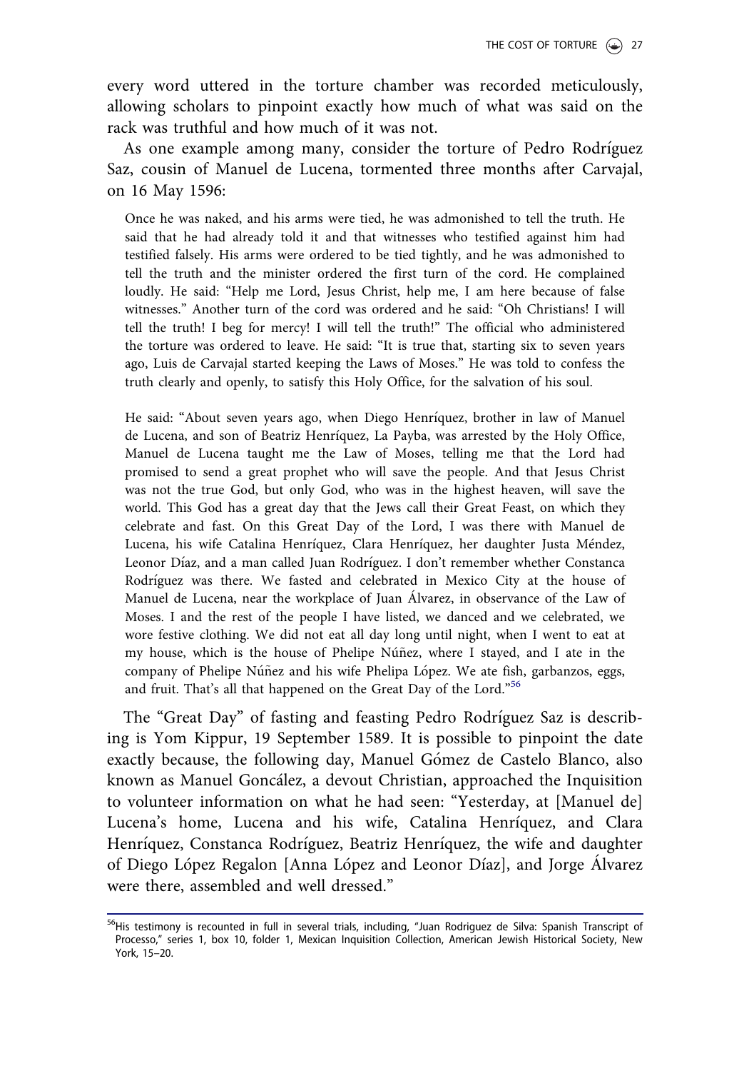every word uttered in the torture chamber was recorded meticulously, allowing scholars to pinpoint exactly how much of what was said on the rack was truthful and how much of it was not.

As one example among many, consider the torture of Pedro Rodríguez Saz, cousin of Manuel de Lucena, tormented three months after Carvajal, on 16 May 1596:

> Once he was naked, and his arms were tied, he was admonished to tell the truth. He said that he had already told it and that witnesses who testified against him had testified falsely. His arms were ordered to be tied tightly, and he was admonished to tell the truth and the minister ordered the first turn of the cord. He complained loudly. He said: "Help me Lord, Jesus Christ, help me, I am here because of false witnesses." Another turn of the cord was ordered and he said: "Oh Christians! I will tell the truth! I beg for mercy! I will tell the truth!" The official who administered the torture was ordered to leave. He said: "It is true that, starting six to seven years ago, Luis de Carvajal started keeping the Laws of Moses." He was told to confess the truth clearly and openly, to satisfy this Holy Office, for the salvation of his soul.
>
> He said: "About seven years ago, when Diego Henríquez, brother in law of Manuel de Lucena, and son of Beatriz Henríquez, La Payba, was arrested by the Holy Office, Manuel de Lucena taught me the Law of Moses, telling me that the Lord had promised to send a great prophet who will save the people. And that Jesus Christ was not the true God, but only God, who was in the highest heaven, will save the world. This God has a great day that the Jews call their Great Feast, on which they celebrate and fast. On this Great Day of the Lord, I was there with Manuel de Lucena, his wife Catalina Henríquez, Clara Henríquez, her daughter Justa Méndez, Leonor Díaz, and a man called Juan Rodríguez. I don't remember whether Constanca Rodríguez was there. We fasted and celebrated in Mexico City at the house of Manuel de Lucena, near the workplace of Juan Álvarez, in observance of the Law of Moses. I and the rest of the people I have listed, we danced and we celebrated, we wore festive clothing. We did not eat all day long until night, when I went to eat at my house, which is the house of Phelipe Núñez, where I stayed, and I ate in the company of Phelipe Núñez and his wife Phelipa López. We ate fish, garbanzos, eggs, and fruit. That's all that happened on the Great Day of the Lord."[56]

The "Great Day" of fasting and feasting Pedro Rodríguez Saz is describing is Yom Kippur, 19 September 1589. It is possible to pinpoint the date exactly because, the following day, Manuel Gómez de Castelo Blanco, also known as Manuel Goncález, a devout Christian, approached the Inquisition to volunteer information on what he had seen: "Yesterday, at [Manuel de] Lucena's home, Lucena and his wife, Catalina Henríquez, and Clara Henríquez, Constanca Rodríguez, Beatriz Henríquez, the wife and daughter of Diego López Regalon [Anna López and Leonor Díaz], and Jorge Álvarez were there, assembled and well dressed."

---

[56] His testimony is recounted in full in several trials, including, "Juan Rodriguez de Silva: Spanish Transcript of Processo," series 1, box 10, folder 1, Mexican Inquisition Collection, American Jewish Historical Society, New York, 15–20.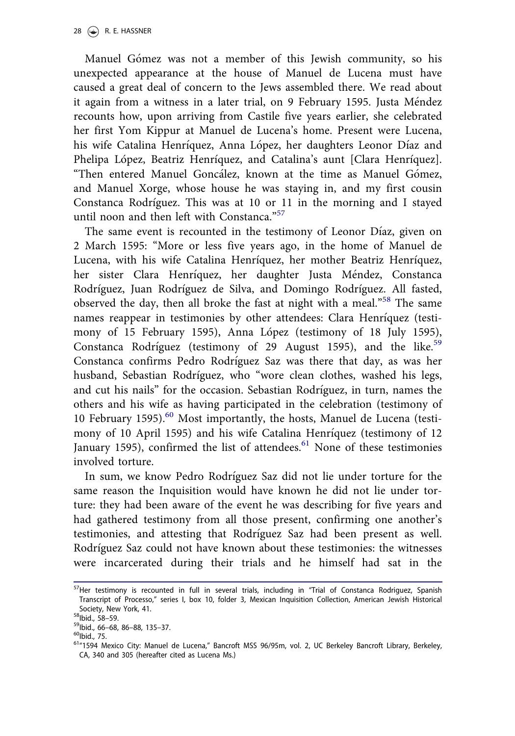Manuel Gómez was not a member of this Jewish community, so his unexpected appearance at the house of Manuel de Lucena must have caused a great deal of concern to the Jews assembled there. We read about it again from a witness in a later trial, on 9 February 1595. Justa Méndez recounts how, upon arriving from Castile five years earlier, she celebrated her first Yom Kippur at Manuel de Lucena's home. Present were Lucena, his wife Catalina Henríquez, Anna López, her daughters Leonor Díaz and Phelipa López, Beatriz Henríquez, and Catalina's aunt [Clara Henríquez]. "Then entered Manuel Goncález, known at the time as Manuel Gómez, and Manuel Xorge, whose house he was staying in, and my first cousin Constanca Rodríguez. This was at 10 or 11 in the morning and I stayed until noon and then left with Constanca."[57]

The same event is recounted in the testimony of Leonor Díaz, given on 2 March 1595: "More or less five years ago, in the home of Manuel de Lucena, with his wife Catalina Henríquez, her mother Beatriz Henríquez, her sister Clara Henríquez, her daughter Justa Méndez, Constanca Rodríguez, Juan Rodríguez de Silva, and Domingo Rodríguez. All fasted, observed the day, then all broke the fast at night with a meal."[58] The same names reappear in testimonies by other attendees: Clara Henríquez (testimony of 15 February 1595), Anna López (testimony of 18 July 1595), Constanca Rodríguez (testimony of 29 August 1595), and the like.[59] Constanca confirms Pedro Rodríguez Saz was there that day, as was her husband, Sebastian Rodríguez, who "wore clean clothes, washed his legs, and cut his nails" for the occasion. Sebastian Rodríguez, in turn, names the others and his wife as having participated in the celebration (testimony of 10 February 1595).[60] Most importantly, the hosts, Manuel de Lucena (testimony of 10 April 1595) and his wife Catalina Henríquez (testimony of 12 January 1595), confirmed the list of attendees.[61] None of these testimonies involved torture.

In sum, we know Pedro Rodríguez Saz did not lie under torture for the same reason the Inquisition would have known he did not lie under torture: they had been aware of the event he was describing for five years and had gathered testimony from all those present, confirming one another's testimonies, and attesting that Rodríguez Saz had been present as well. Rodríguez Saz could not have known about these testimonies: the witnesses were incarcerated during their trials and he himself had sat in the

[57] Her testimony is recounted in full in several trials, including in "Trial of Constanca Rodriguez, Spanish Transcript of Processo," series I, box 10, folder 3, Mexican Inquisition Collection, American Jewish Historical Society, New York, 41.

[58] Ibid., 58–59.

[59] Ibid., 66–68, 86–88, 135–37.

[60] Ibid., 75.

[61] "1594 Mexico City: Manuel de Lucena," Bancroft MSS 96/95m, vol. 2, UC Berkeley Bancroft Library, Berkeley, CA, 340 and 305 (hereafter cited as Lucena Ms.)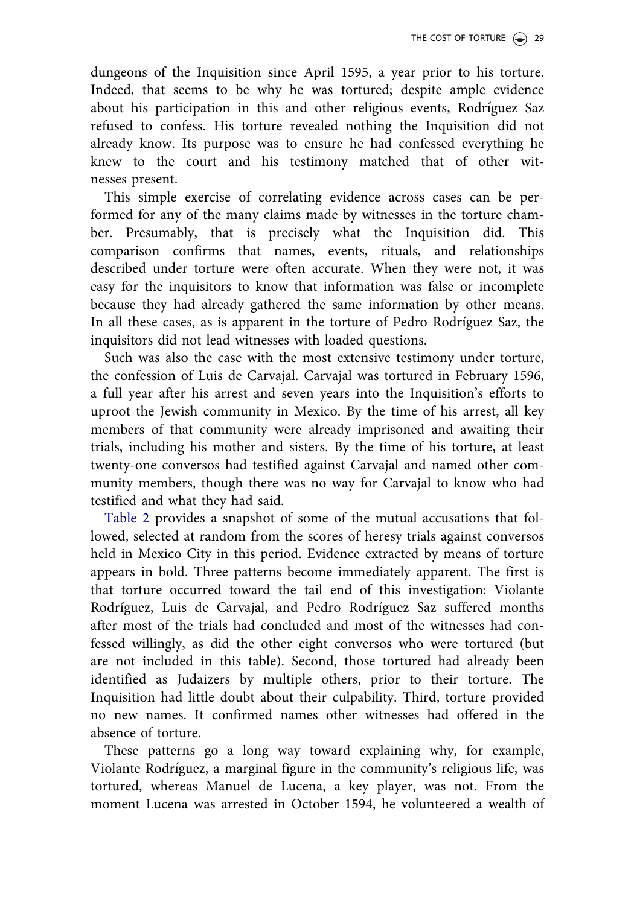dungeons of the Inquisition since April 1595, a year prior to his torture. Indeed, that seems to be why he was tortured; despite ample evidence about his participation in this and other religious events, Rodríguez Saz refused to confess. His torture revealed nothing the Inquisition did not already know. Its purpose was to ensure he had confessed everything he knew to the court and his testimony matched that of other witnesses present.

This simple exercise of correlating evidence across cases can be performed for any of the many claims made by witnesses in the torture chamber. Presumably, that is precisely what the Inquisition did. This comparison confirms that names, events, rituals, and relationships described under torture were often accurate. When they were not, it was easy for the inquisitors to know that information was false or incomplete because they had already gathered the same information by other means. In all these cases, as is apparent in the torture of Pedro Rodríguez Saz, the inquisitors did not lead witnesses with loaded questions.

Such was also the case with the most extensive testimony under torture, the confession of Luis de Carvajal. Carvajal was tortured in February 1596, a full year after his arrest and seven years into the Inquisition's efforts to uproot the Jewish community in Mexico. By the time of his arrest, all key members of that community were already imprisoned and awaiting their trials, including his mother and sisters. By the time of his torture, at least twenty-one conversos had testified against Carvajal and named other community members, though there was no way for Carvajal to know who had testified and what they had said.

Table 2 provides a snapshot of some of the mutual accusations that followed, selected at random from the scores of heresy trials against conversos held in Mexico City in this period. Evidence extracted by means of torture appears in bold. Three patterns become immediately apparent. The first is that torture occurred toward the tail end of this investigation: Violante Rodríguez, Luis de Carvajal, and Pedro Rodríguez Saz suffered months after most of the trials had concluded and most of the witnesses had confessed willingly, as did the other eight conversos who were tortured (but are not included in this table). Second, those tortured had already been identified as Judaizers by multiple others, prior to their torture. The Inquisition had little doubt about their culpability. Third, torture provided no new names. It confirmed names other witnesses had offered in the absence of torture.

These patterns go a long way toward explaining why, for example, Violante Rodríguez, a marginal figure in the community's religious life, was tortured, whereas Manuel de Lucena, a key player, was not. From the moment Lucena was arrested in October 1594, he volunteered a wealth of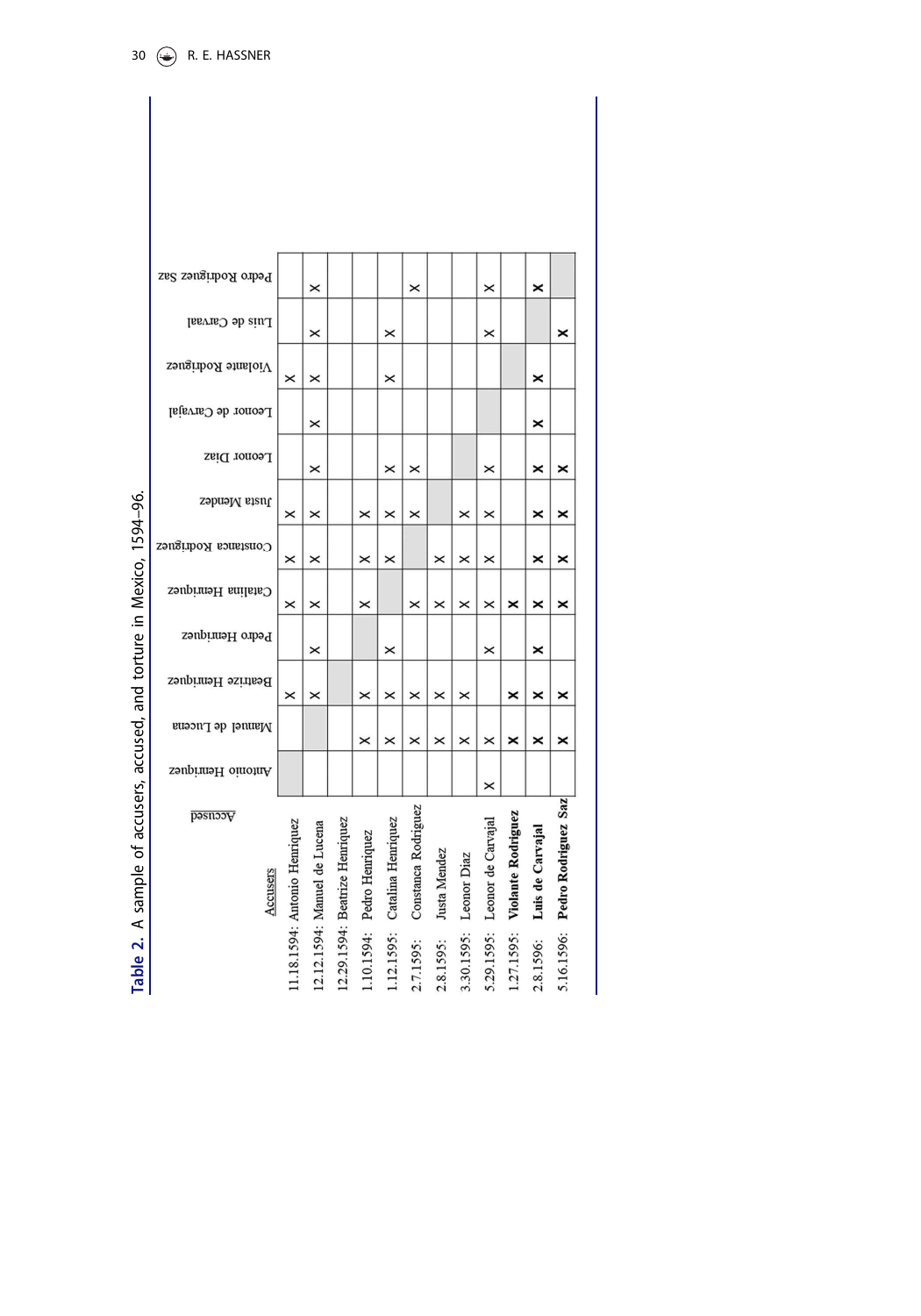**Table 2.** A sample of accusers, accused, and torture in Mexico, 1594–96.

| Accusers \ Accused | Antonio Henriquez | Manuel de Lucena | Beatrize Henriquez | Pedro Henriquez | Catalina Henriquez | Constanca Rodriguez | Justa Mendez | Leonor Diaz | Leonor de Carvajal | Violante Rodriguez | Luis de Carvaal | Pedro Rodriguez Saz |
|---|---|---|---|---|---|---|---|---|---|---|---|---|
| 11.18.1594: Antonio Henriquez | | | × | | × | × | × | | | × | | |
| 12.12.1594: Manuel de Lucena | | | × | × | × | × | × | × | × | × | × | × |
| 12.29.1594: Beatrize Henriquez | | | | | | | | | | | | |
| 1.10.1594: Pedro Henriquez | | × | × | | × | × | × | | | | | |
| 1.12.1595: Catalina Henriquez | | × | × | × | | × | × | × | | × | × | |
| 2.7.1595: Constanca Rodriguez | | × | × | | × | | × | × | | | | × |
| 2.8.1595: Justa Mendez | | × | × | | × | × | | | | | | |
| 3.30.1595: Leonor Diaz | | × | × | | × | × | × | | | | | |
| 5.29.1595: Leonor de Carvajal | × | × | | × | × | × | × | × | | | × | × |
| 1.27.1595: **Violante Rodriguez** | | × | × | | × | | | | | | | |
| 2.8.1596: **Luis de Carvajal** | | × | × | × | × | × | × | × | × | × | | × |
| 5.16.1596: **Pedro Rodriguez Saz** | | × | × | | × | × | × | × | | | × | |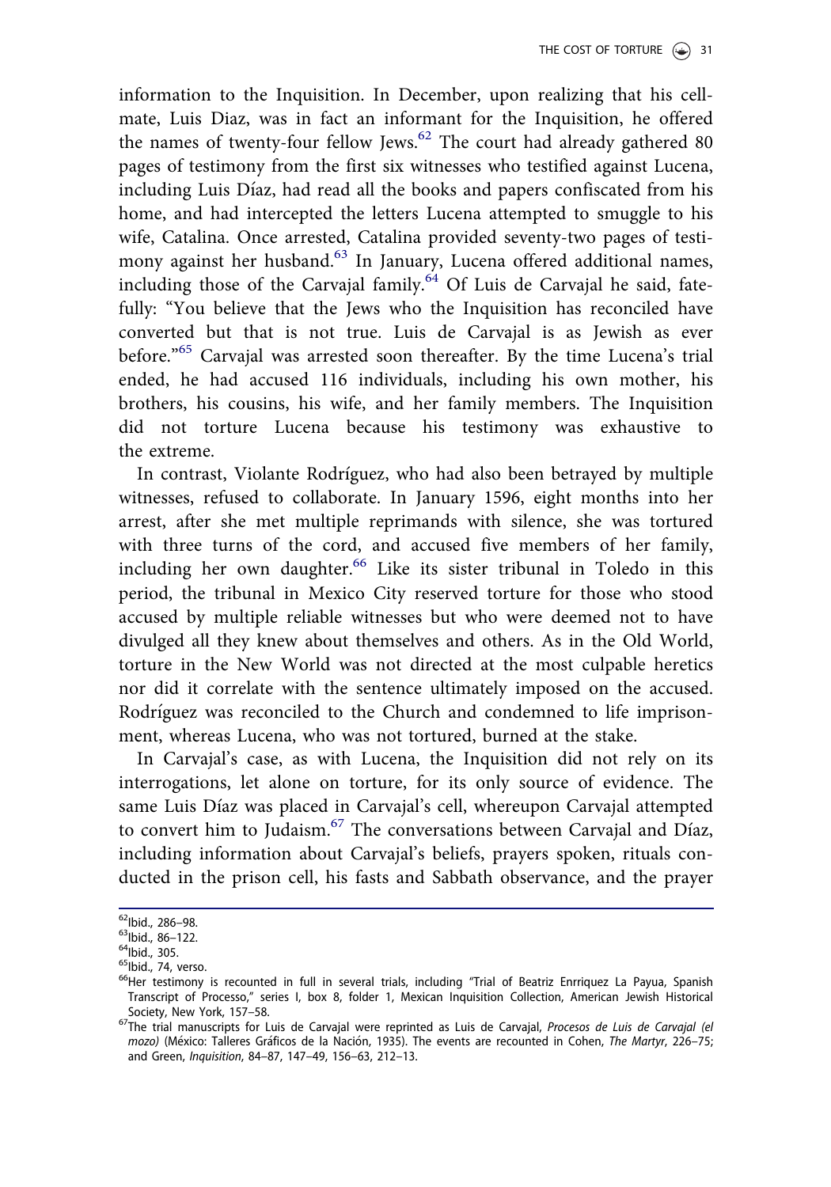information to the Inquisition. In December, upon realizing that his cellmate, Luis Diaz, was in fact an informant for the Inquisition, he offered the names of twenty-four fellow Jews.[62] The court had already gathered 80 pages of testimony from the first six witnesses who testified against Lucena, including Luis Díaz, had read all the books and papers confiscated from his home, and had intercepted the letters Lucena attempted to smuggle to his wife, Catalina. Once arrested, Catalina provided seventy-two pages of testimony against her husband.[63] In January, Lucena offered additional names, including those of the Carvajal family.[64] Of Luis de Carvajal he said, fatefully: "You believe that the Jews who the Inquisition has reconciled have converted but that is not true. Luis de Carvajal is as Jewish as ever before."[65] Carvajal was arrested soon thereafter. By the time Lucena's trial ended, he had accused 116 individuals, including his own mother, his brothers, his cousins, his wife, and her family members. The Inquisition did not torture Lucena because his testimony was exhaustive to the extreme.

In contrast, Violante Rodríguez, who had also been betrayed by multiple witnesses, refused to collaborate. In January 1596, eight months into her arrest, after she met multiple reprimands with silence, she was tortured with three turns of the cord, and accused five members of her family, including her own daughter.[66] Like its sister tribunal in Toledo in this period, the tribunal in Mexico City reserved torture for those who stood accused by multiple reliable witnesses but who were deemed not to have divulged all they knew about themselves and others. As in the Old World, torture in the New World was not directed at the most culpable heretics nor did it correlate with the sentence ultimately imposed on the accused. Rodríguez was reconciled to the Church and condemned to life imprisonment, whereas Lucena, who was not tortured, burned at the stake.

In Carvajal's case, as with Lucena, the Inquisition did not rely on its interrogations, let alone on torture, for its only source of evidence. The same Luis Díaz was placed in Carvajal's cell, whereupon Carvajal attempted to convert him to Judaism.[67] The conversations between Carvajal and Díaz, including information about Carvajal's beliefs, prayers spoken, rituals conducted in the prison cell, his fasts and Sabbath observance, and the prayer

[62] Ibid., 286–98.

[63] Ibid., 86–122.

[64] Ibid., 305.

[65] Ibid., 74, verso.

[66] Her testimony is recounted in full in several trials, including "Trial of Beatriz Enrriquez La Payua, Spanish Transcript of Processo," series I, box 8, folder 1, Mexican Inquisition Collection, American Jewish Historical Society, New York, 157–58.

[67] The trial manuscripts for Luis de Carvajal were reprinted as Luis de Carvajal, *Procesos de Luis de Carvajal (el mozo)* (México: Talleres Gráficos de la Nación, 1935). The events are recounted in Cohen, *The Martyr*, 226–75; and Green, *Inquisition*, 84–87, 147–49, 156–63, 212–13.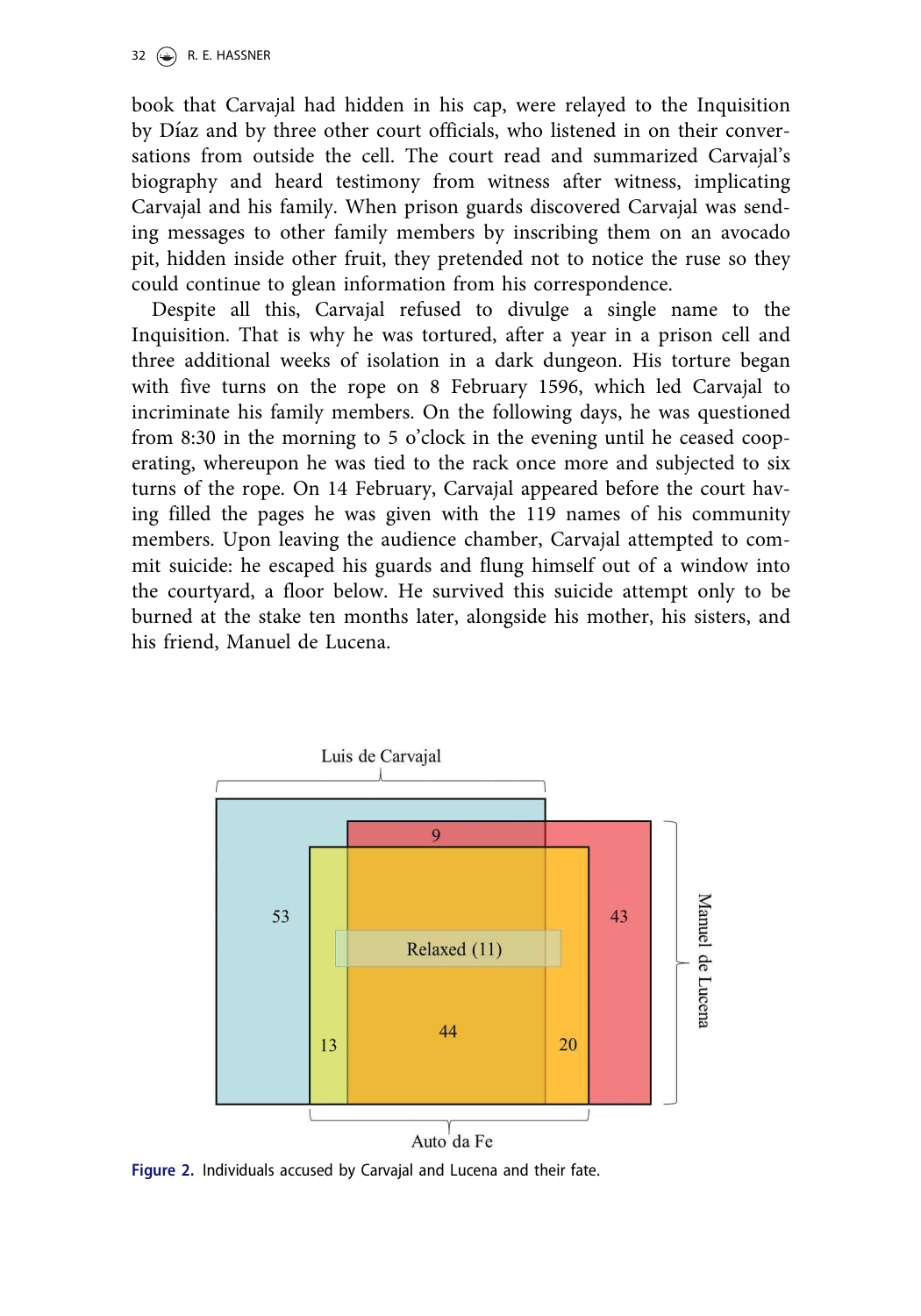book that Carvajal had hidden in his cap, were relayed to the Inquisition by Díaz and by three other court officials, who listened in on their conversations from outside the cell. The court read and summarized Carvajal's biography and heard testimony from witness after witness, implicating Carvajal and his family. When prison guards discovered Carvajal was sending messages to other family members by inscribing them on an avocado pit, hidden inside other fruit, they pretended not to notice the ruse so they could continue to glean information from his correspondence.

Despite all this, Carvajal refused to divulge a single name to the Inquisition. That is why he was tortured, after a year in a prison cell and three additional weeks of isolation in a dark dungeon. His torture began with five turns on the rope on 8 February 1596, which led Carvajal to incriminate his family members. On the following days, he was questioned from 8:30 in the morning to 5 o'clock in the evening until he ceased cooperating, whereupon he was tied to the rack once more and subjected to six turns of the rope. On 14 February, Carvajal appeared before the court having filled the pages he was given with the 119 names of his community members. Upon leaving the audience chamber, Carvajal attempted to commit suicide: he escaped his guards and flung himself out of a window into the courtyard, a floor below. He survived this suicide attempt only to be burned at the stake ten months later, alongside his mother, his sisters, and his friend, Manuel de Lucena.

Luis de Carvajal

53 | 9 | 43

Relaxed (11)

13 | 44 | 20

Manuel de Lucena

Auto da Fe

**Figure 2.** Individuals accused by Carvajal and Lucena and their fate.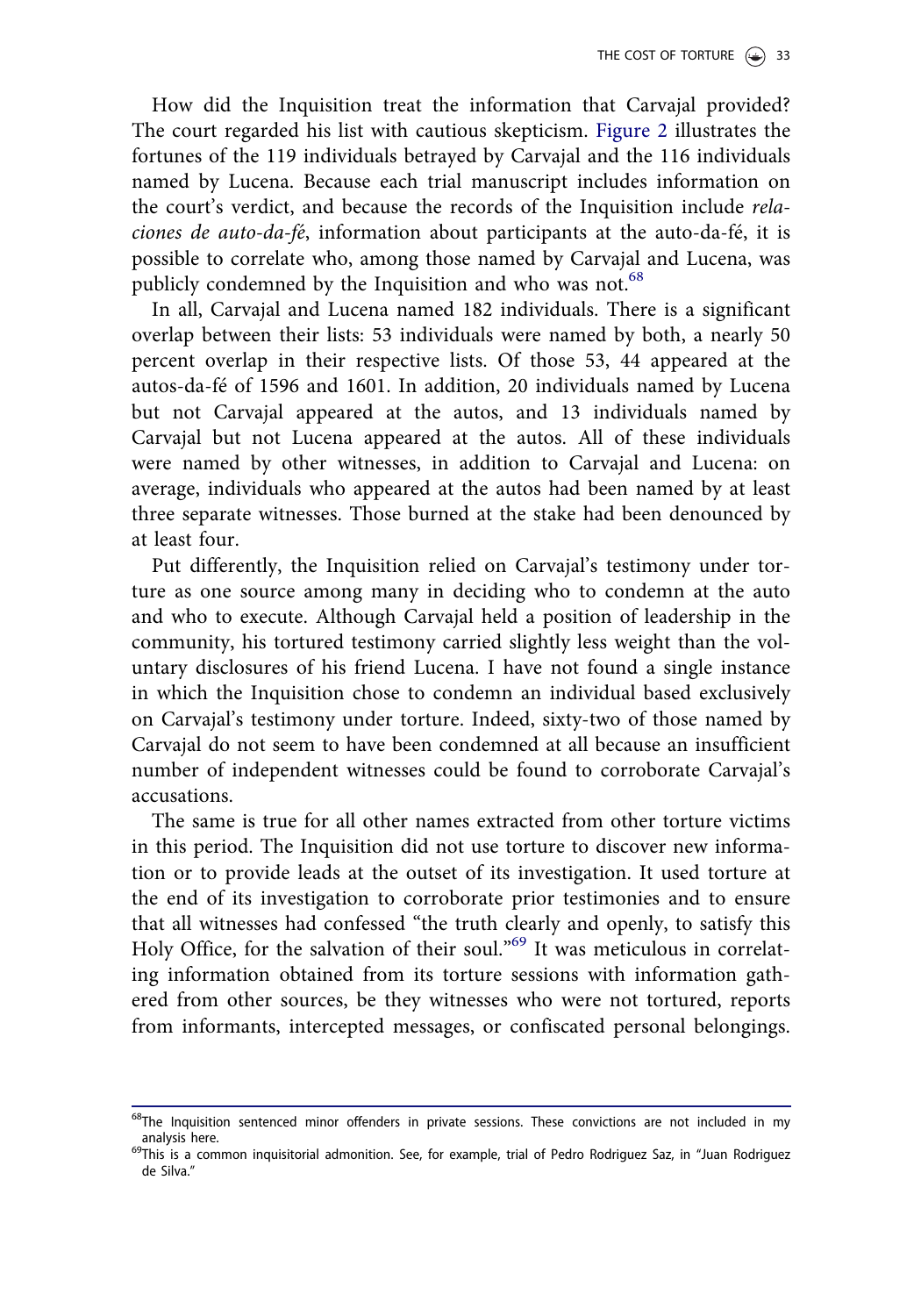How did the Inquisition treat the information that Carvajal provided? The court regarded his list with cautious skepticism. Figure 2 illustrates the fortunes of the 119 individuals betrayed by Carvajal and the 116 individuals named by Lucena. Because each trial manuscript includes information on the court's verdict, and because the records of the Inquisition include *relaciones de auto-da-fé*, information about participants at the auto-da-fé, it is possible to correlate who, among those named by Carvajal and Lucena, was publicly condemned by the Inquisition and who was not.[68]

In all, Carvajal and Lucena named 182 individuals. There is a significant overlap between their lists: 53 individuals were named by both, a nearly 50 percent overlap in their respective lists. Of those 53, 44 appeared at the autos-da-fé of 1596 and 1601. In addition, 20 individuals named by Lucena but not Carvajal appeared at the autos, and 13 individuals named by Carvajal but not Lucena appeared at the autos. All of these individuals were named by other witnesses, in addition to Carvajal and Lucena: on average, individuals who appeared at the autos had been named by at least three separate witnesses. Those burned at the stake had been denounced by at least four.

Put differently, the Inquisition relied on Carvajal's testimony under torture as one source among many in deciding who to condemn at the auto and who to execute. Although Carvajal held a position of leadership in the community, his tortured testimony carried slightly less weight than the voluntary disclosures of his friend Lucena. I have not found a single instance in which the Inquisition chose to condemn an individual based exclusively on Carvajal's testimony under torture. Indeed, sixty-two of those named by Carvajal do not seem to have been condemned at all because an insufficient number of independent witnesses could be found to corroborate Carvajal's accusations.

The same is true for all other names extracted from other torture victims in this period. The Inquisition did not use torture to discover new information or to provide leads at the outset of its investigation. It used torture at the end of its investigation to corroborate prior testimonies and to ensure that all witnesses had confessed "the truth clearly and openly, to satisfy this Holy Office, for the salvation of their soul."[69] It was meticulous in correlating information obtained from its torture sessions with information gathered from other sources, be they witnesses who were not tortured, reports from informants, intercepted messages, or confiscated personal belongings.

---

[68] The Inquisition sentenced minor offenders in private sessions. These convictions are not included in my analysis here.

[69] This is a common inquisitorial admonition. See, for example, trial of Pedro Rodriguez Saz, in "Juan Rodriguez de Silva."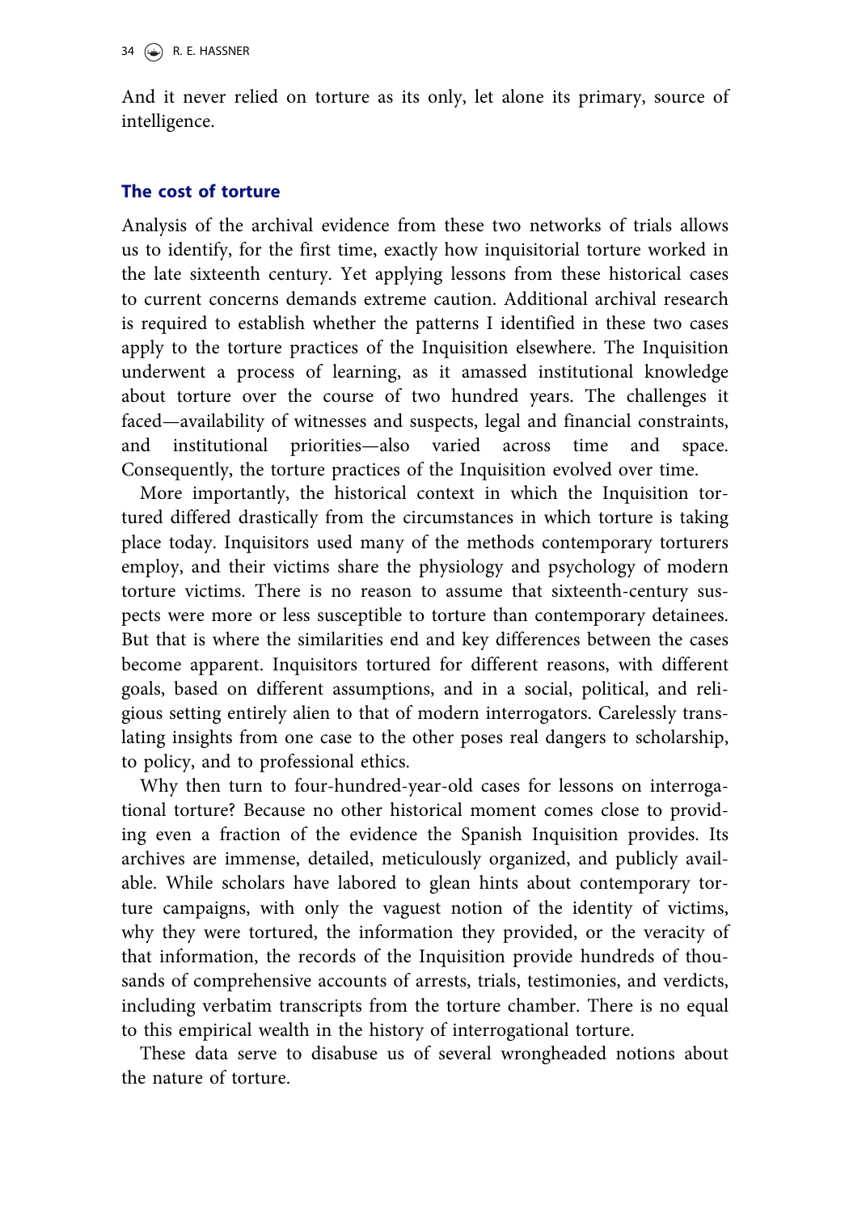And it never relied on torture as its only, let alone its primary, source of intelligence.

## The cost of torture

Analysis of the archival evidence from these two networks of trials allows us to identify, for the first time, exactly how inquisitorial torture worked in the late sixteenth century. Yet applying lessons from these historical cases to current concerns demands extreme caution. Additional archival research is required to establish whether the patterns I identified in these two cases apply to the torture practices of the Inquisition elsewhere. The Inquisition underwent a process of learning, as it amassed institutional knowledge about torture over the course of two hundred years. The challenges it faced—availability of witnesses and suspects, legal and financial constraints, and institutional priorities—also varied across time and space. Consequently, the torture practices of the Inquisition evolved over time.

More importantly, the historical context in which the Inquisition tortured differed drastically from the circumstances in which torture is taking place today. Inquisitors used many of the methods contemporary torturers employ, and their victims share the physiology and psychology of modern torture victims. There is no reason to assume that sixteenth-century suspects were more or less susceptible to torture than contemporary detainees. But that is where the similarities end and key differences between the cases become apparent. Inquisitors tortured for different reasons, with different goals, based on different assumptions, and in a social, political, and religious setting entirely alien to that of modern interrogators. Carelessly translating insights from one case to the other poses real dangers to scholarship, to policy, and to professional ethics.

Why then turn to four-hundred-year-old cases for lessons on interrogational torture? Because no other historical moment comes close to providing even a fraction of the evidence the Spanish Inquisition provides. Its archives are immense, detailed, meticulously organized, and publicly available. While scholars have labored to glean hints about contemporary torture campaigns, with only the vaguest notion of the identity of victims, why they were tortured, the information they provided, or the veracity of that information, the records of the Inquisition provide hundreds of thousands of comprehensive accounts of arrests, trials, testimonies, and verdicts, including verbatim transcripts from the torture chamber. There is no equal to this empirical wealth in the history of interrogational torture.

These data serve to disabuse us of several wrongheaded notions about the nature of torture.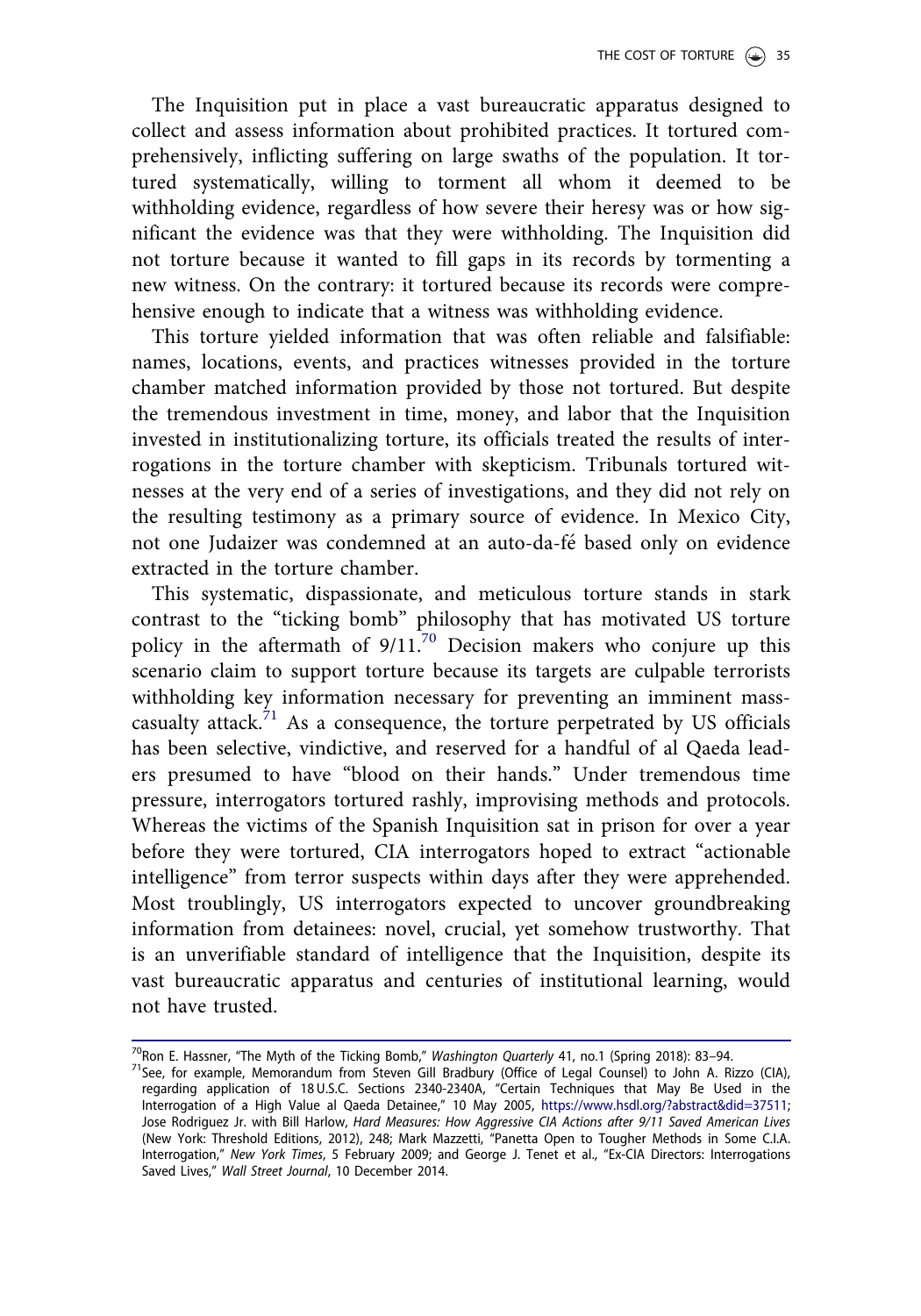The Inquisition put in place a vast bureaucratic apparatus designed to collect and assess information about prohibited practices. It tortured comprehensively, inflicting suffering on large swaths of the population. It tortured systematically, willing to torment all whom it deemed to be withholding evidence, regardless of how severe their heresy was or how significant the evidence was that they were withholding. The Inquisition did not torture because it wanted to fill gaps in its records by tormenting a new witness. On the contrary: it tortured because its records were comprehensive enough to indicate that a witness was withholding evidence.

This torture yielded information that was often reliable and falsifiable: names, locations, events, and practices witnesses provided in the torture chamber matched information provided by those not tortured. But despite the tremendous investment in time, money, and labor that the Inquisition invested in institutionalizing torture, its officials treated the results of interrogations in the torture chamber with skepticism. Tribunals tortured witnesses at the very end of a series of investigations, and they did not rely on the resulting testimony as a primary source of evidence. In Mexico City, not one Judaizer was condemned at an auto-da-fé based only on evidence extracted in the torture chamber.

This systematic, dispassionate, and meticulous torture stands in stark contrast to the "ticking bomb" philosophy that has motivated US torture policy in the aftermath of 9/11.[70] Decision makers who conjure up this scenario claim to support torture because its targets are culpable terrorists withholding key information necessary for preventing an imminent mass-casualty attack.[71] As a consequence, the torture perpetrated by US officials has been selective, vindictive, and reserved for a handful of al Qaeda leaders presumed to have "blood on their hands." Under tremendous time pressure, interrogators tortured rashly, improvising methods and protocols. Whereas the victims of the Spanish Inquisition sat in prison for over a year before they were tortured, CIA interrogators hoped to extract "actionable intelligence" from terror suspects within days after they were apprehended. Most troublingly, US interrogators expected to uncover groundbreaking information from detainees: novel, crucial, yet somehow trustworthy. That is an unverifiable standard of intelligence that the Inquisition, despite its vast bureaucratic apparatus and centuries of institutional learning, would not have trusted.

---

[70] Ron E. Hassner, "The Myth of the Ticking Bomb," *Washington Quarterly* 41, no.1 (Spring 2018): 83–94.

[71] See, for example, Memorandum from Steven Gill Bradbury (Office of Legal Counsel) to John A. Rizzo (CIA), regarding application of 18 U.S.C. Sections 2340-2340A, "Certain Techniques that May Be Used in the Interrogation of a High Value al Qaeda Detainee," 10 May 2005, https://www.hsdl.org/?abstract&did=37511; Jose Rodriguez Jr. with Bill Harlow, *Hard Measures: How Aggressive CIA Actions after 9/11 Saved American Lives* (New York: Threshold Editions, 2012), 248; Mark Mazzetti, "Panetta Open to Tougher Methods in Some C.I.A. Interrogation," *New York Times*, 5 February 2009; and George J. Tenet et al., "Ex-CIA Directors: Interrogations Saved Lives," *Wall Street Journal*, 10 December 2014.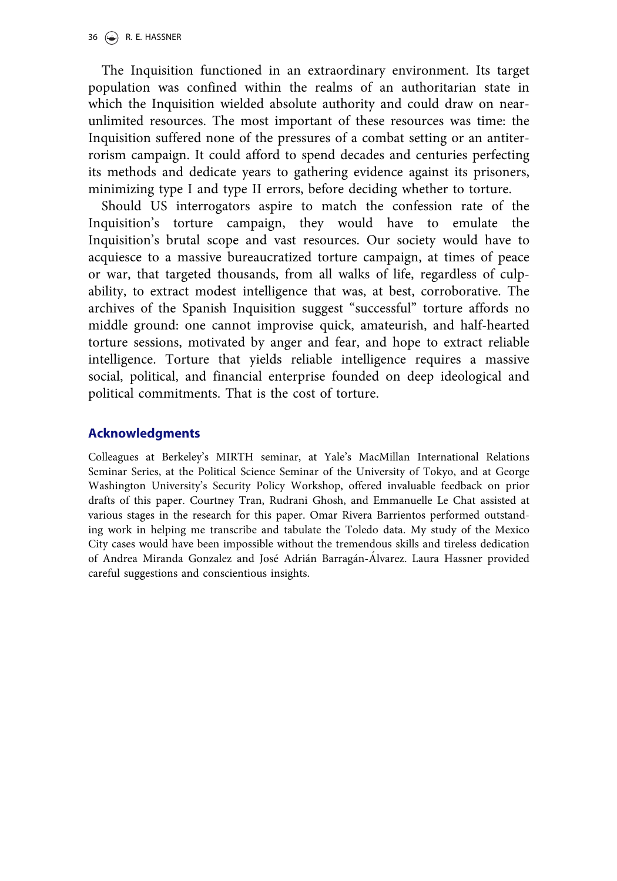The Inquisition functioned in an extraordinary environment. Its target population was confined within the realms of an authoritarian state in which the Inquisition wielded absolute authority and could draw on near-unlimited resources. The most important of these resources was time: the Inquisition suffered none of the pressures of a combat setting or an antiterrorism campaign. It could afford to spend decades and centuries perfecting its methods and dedicate years to gathering evidence against its prisoners, minimizing type I and type II errors, before deciding whether to torture.

Should US interrogators aspire to match the confession rate of the Inquisition's torture campaign, they would have to emulate the Inquisition's brutal scope and vast resources. Our society would have to acquiesce to a massive bureaucratized torture campaign, at times of peace or war, that targeted thousands, from all walks of life, regardless of culpability, to extract modest intelligence that was, at best, corroborative. The archives of the Spanish Inquisition suggest "successful" torture affords no middle ground: one cannot improvise quick, amateurish, and half-hearted torture sessions, motivated by anger and fear, and hope to extract reliable intelligence. Torture that yields reliable intelligence requires a massive social, political, and financial enterprise founded on deep ideological and political commitments. That is the cost of torture.

## Acknowledgments

Colleagues at Berkeley's MIRTH seminar, at Yale's MacMillan International Relations Seminar Series, at the Political Science Seminar of the University of Tokyo, and at George Washington University's Security Policy Workshop, offered invaluable feedback on prior drafts of this paper. Courtney Tran, Rudrani Ghosh, and Emmanuelle Le Chat assisted at various stages in the research for this paper. Omar Rivera Barrientos performed outstanding work in helping me transcribe and tabulate the Toledo data. My study of the Mexico City cases would have been impossible without the tremendous skills and tireless dedication of Andrea Miranda Gonzalez and José Adrián Barragán-Álvarez. Laura Hassner provided careful suggestions and conscientious insights.